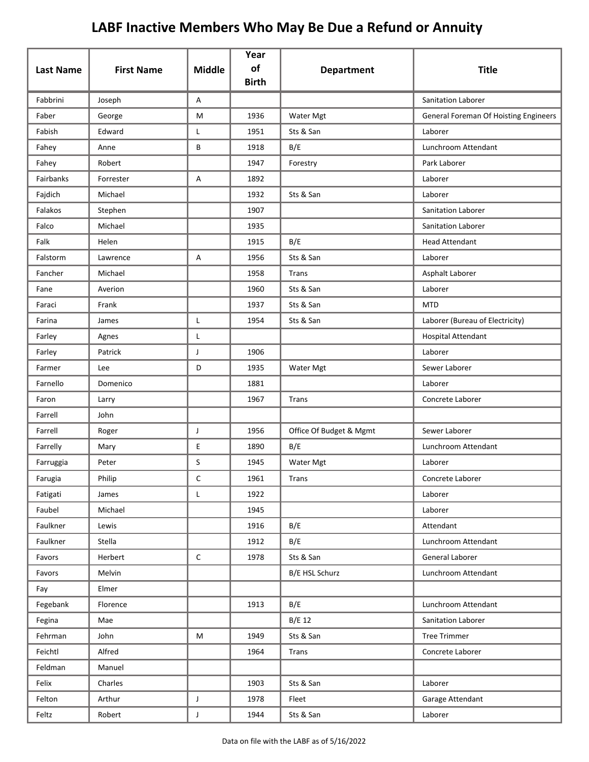# LABF Inactive Members Who May Be Due a Refund or Annuity

| Last Name | First Name | Middle | Year of Birth | Department | Title |
|---|---|---|---|---|---|
| Fabbrini | Joseph | A | | | Sanitation Laborer |
| Faber | George | M | 1936 | Water Mgt | General Foreman Of Hoisting Engineers |
| Fabish | Edward | L | 1951 | Sts & San | Laborer |
| Fahey | Anne | B | 1918 | B/E | Lunchroom Attendant |
| Fahey | Robert | | 1947 | Forestry | Park Laborer |
| Fairbanks | Forrester | A | 1892 | | Laborer |
| Fajdich | Michael | | 1932 | Sts & San | Laborer |
| Falakos | Stephen | | 1907 | | Sanitation Laborer |
| Falco | Michael | | 1935 | | Sanitation Laborer |
| Falk | Helen | | 1915 | B/E | Head Attendant |
| Falstorm | Lawrence | A | 1956 | Sts & San | Laborer |
| Fancher | Michael | | 1958 | Trans | Asphalt Laborer |
| Fane | Averion | | 1960 | Sts & San | Laborer |
| Faraci | Frank | | 1937 | Sts & San | MTD |
| Farina | James | L | 1954 | Sts & San | Laborer (Bureau of Electricity) |
| Farley | Agnes | L | | | Hospital Attendant |
| Farley | Patrick | J | 1906 | | Laborer |
| Farmer | Lee | D | 1935 | Water Mgt | Sewer Laborer |
| Farnello | Domenico | | 1881 | | Laborer |
| Faron | Larry | | 1967 | Trans | Concrete Laborer |
| Farrell | John | | | | |
| Farrell | Roger | J | 1956 | Office Of Budget & Mgmt | Sewer Laborer |
| Farrelly | Mary | E | 1890 | B/E | Lunchroom Attendant |
| Farruggia | Peter | S | 1945 | Water Mgt | Laborer |
| Farugia | Philip | C | 1961 | Trans | Concrete Laborer |
| Fatigati | James | L | 1922 | | Laborer |
| Faubel | Michael | | 1945 | | Laborer |
| Faulkner | Lewis | | 1916 | B/E | Attendant |
| Faulkner | Stella | | 1912 | B/E | Lunchroom Attendant |
| Favors | Herbert | C | 1978 | Sts & San | General Laborer |
| Favors | Melvin | | | B/E HSL Schurz | Lunchroom Attendant |
| Fay | Elmer | | | | |
| Fegebank | Florence | | 1913 | B/E | Lunchroom Attendant |
| Fegina | Mae | | | B/E 12 | Sanitation Laborer |
| Fehrman | John | M | 1949 | Sts & San | Tree Trimmer |
| Feichtl | Alfred | | 1964 | Trans | Concrete Laborer |
| Feldman | Manuel | | | | |
| Felix | Charles | | 1903 | Sts & San | Laborer |
| Felton | Arthur | J | 1978 | Fleet | Garage Attendant |
| Feltz | Robert | J | 1944 | Sts & San | Laborer |

Data on file with the LABF as of 5/16/2022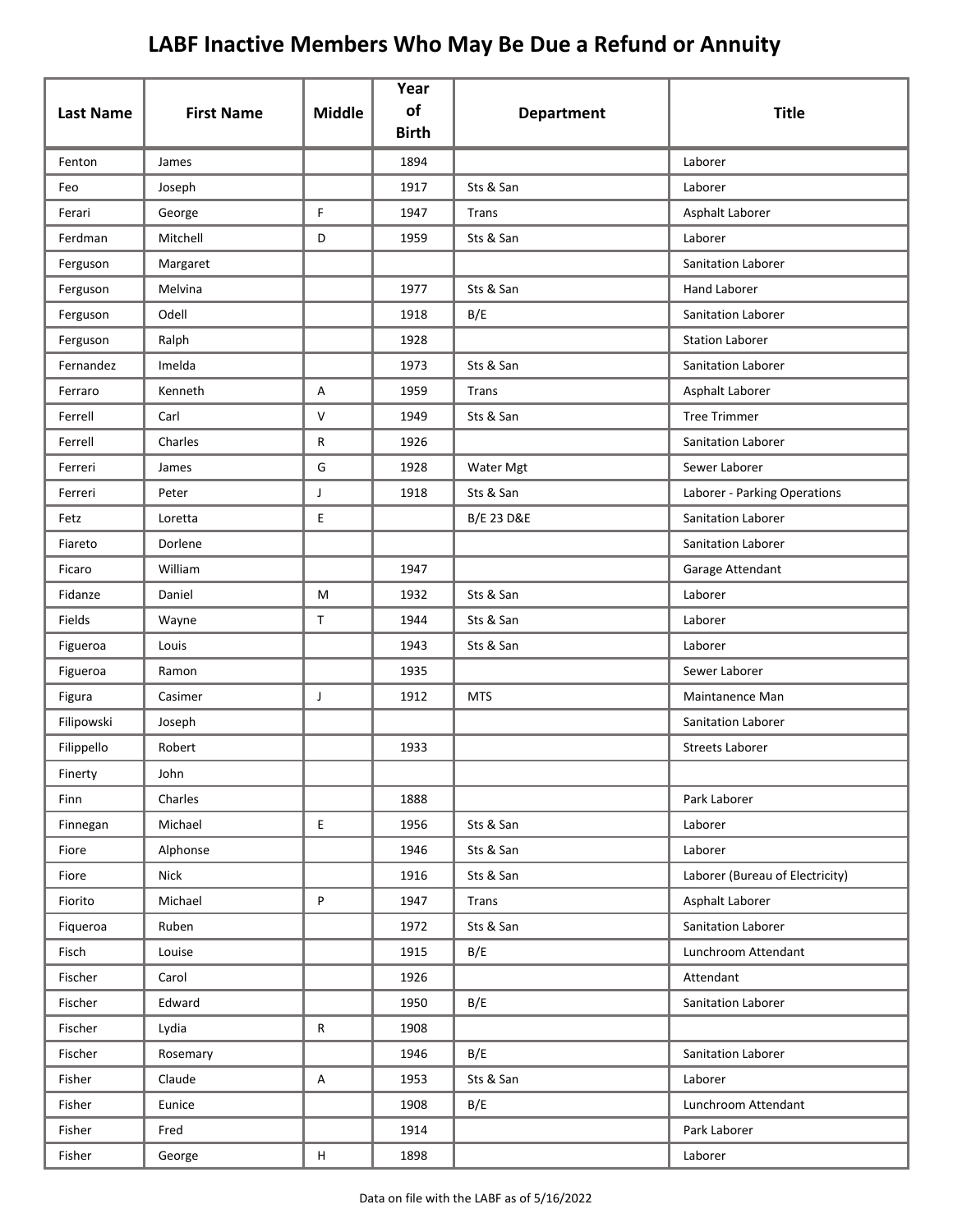# LABF Inactive Members Who May Be Due a Refund or Annuity

| Last Name | First Name | Middle | Year of Birth | Department | Title |
|---|---|---|---|---|---|
| Fenton | James | | 1894 | | Laborer |
| Feo | Joseph | | 1917 | Sts & San | Laborer |
| Ferari | George | F | 1947 | Trans | Asphalt Laborer |
| Ferdman | Mitchell | D | 1959 | Sts & San | Laborer |
| Ferguson | Margaret | | | | Sanitation Laborer |
| Ferguson | Melvina | | 1977 | Sts & San | Hand Laborer |
| Ferguson | Odell | | 1918 | B/E | Sanitation Laborer |
| Ferguson | Ralph | | 1928 | | Station Laborer |
| Fernandez | Imelda | | 1973 | Sts & San | Sanitation Laborer |
| Ferraro | Kenneth | A | 1959 | Trans | Asphalt Laborer |
| Ferrell | Carl | V | 1949 | Sts & San | Tree Trimmer |
| Ferrell | Charles | R | 1926 | | Sanitation Laborer |
| Ferreri | James | G | 1928 | Water Mgt | Sewer Laborer |
| Ferreri | Peter | J | 1918 | Sts & San | Laborer - Parking Operations |
| Fetz | Loretta | E | | B/E 23 D&E | Sanitation Laborer |
| Fiareto | Dorlene | | | | Sanitation Laborer |
| Ficaro | William | | 1947 | | Garage Attendant |
| Fidanze | Daniel | M | 1932 | Sts & San | Laborer |
| Fields | Wayne | T | 1944 | Sts & San | Laborer |
| Figueroa | Louis | | 1943 | Sts & San | Laborer |
| Figueroa | Ramon | | 1935 | | Sewer Laborer |
| Figura | Casimer | J | 1912 | MTS | Maintanence Man |
| Filipowski | Joseph | | | | Sanitation Laborer |
| Filippello | Robert | | 1933 | | Streets Laborer |
| Finerty | John | | | | |
| Finn | Charles | | 1888 | | Park Laborer |
| Finnegan | Michael | E | 1956 | Sts & San | Laborer |
| Fiore | Alphonse | | 1946 | Sts & San | Laborer |
| Fiore | Nick | | 1916 | Sts & San | Laborer (Bureau of Electricity) |
| Fiorito | Michael | P | 1947 | Trans | Asphalt Laborer |
| Fiqueroa | Ruben | | 1972 | Sts & San | Sanitation Laborer |
| Fisch | Louise | | 1915 | B/E | Lunchroom Attendant |
| Fischer | Carol | | 1926 | | Attendant |
| Fischer | Edward | | 1950 | B/E | Sanitation Laborer |
| Fischer | Lydia | R | 1908 | | |
| Fischer | Rosemary | | 1946 | B/E | Sanitation Laborer |
| Fisher | Claude | A | 1953 | Sts & San | Laborer |
| Fisher | Eunice | | 1908 | B/E | Lunchroom Attendant |
| Fisher | Fred | | 1914 | | Park Laborer |
| Fisher | George | H | 1898 | | Laborer |

Data on file with the LABF as of 5/16/2022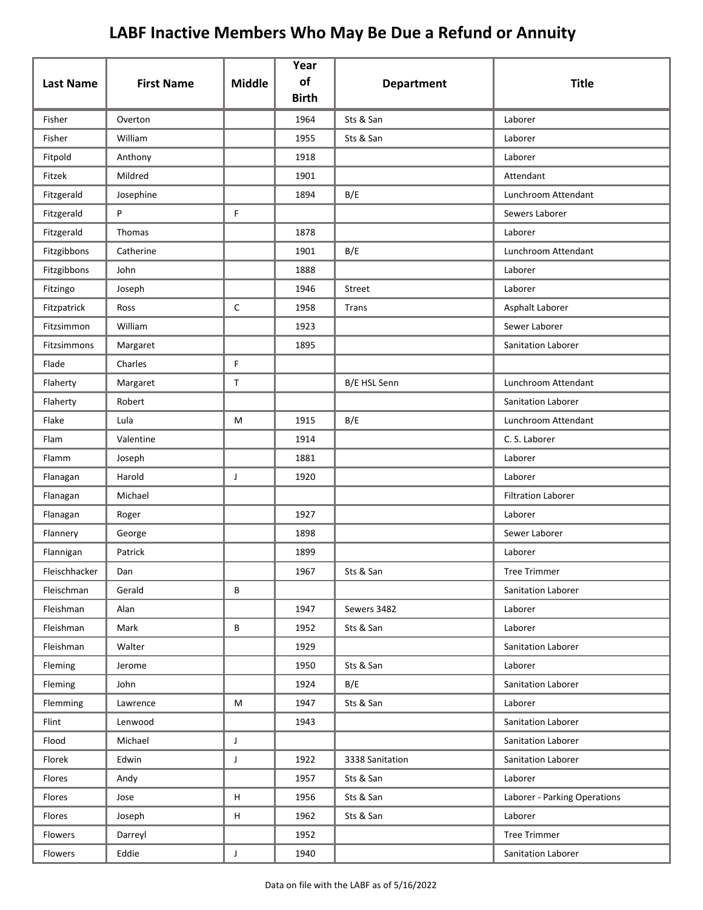# LABF Inactive Members Who May Be Due a Refund or Annuity

| Last Name | First Name | Middle | Year of Birth | Department | Title |
|---|---|---|---|---|---|
| Fisher | Overton | | 1964 | Sts & San | Laborer |
| Fisher | William | | 1955 | Sts & San | Laborer |
| Fitpold | Anthony | | 1918 | | Laborer |
| Fitzek | Mildred | | 1901 | | Attendant |
| Fitzgerald | Josephine | | 1894 | B/E | Lunchroom Attendant |
| Fitzgerald | P | F | | | Sewers Laborer |
| Fitzgerald | Thomas | | 1878 | | Laborer |
| Fitzgibbons | Catherine | | 1901 | B/E | Lunchroom Attendant |
| Fitzgibbons | John | | 1888 | | Laborer |
| Fitzingo | Joseph | | 1946 | Street | Laborer |
| Fitzpatrick | Ross | C | 1958 | Trans | Asphalt Laborer |
| Fitzsimmon | William | | 1923 | | Sewer Laborer |
| Fitzsimmons | Margaret | | 1895 | | Sanitation Laborer |
| Flade | Charles | F | | | |
| Flaherty | Margaret | T | | B/E HSL Senn | Lunchroom Attendant |
| Flaherty | Robert | | | | Sanitation Laborer |
| Flake | Lula | M | 1915 | B/E | Lunchroom Attendant |
| Flam | Valentine | | 1914 | | C. S. Laborer |
| Flamm | Joseph | | 1881 | | Laborer |
| Flanagan | Harold | J | 1920 | | Laborer |
| Flanagan | Michael | | | | Filtration Laborer |
| Flanagan | Roger | | 1927 | | Laborer |
| Flannery | George | | 1898 | | Sewer Laborer |
| Flannigan | Patrick | | 1899 | | Laborer |
| Fleischhacker | Dan | | 1967 | Sts & San | Tree Trimmer |
| Fleischman | Gerald | B | | | Sanitation Laborer |
| Fleishman | Alan | | 1947 | Sewers 3482 | Laborer |
| Fleishman | Mark | B | 1952 | Sts & San | Laborer |
| Fleishman | Walter | | 1929 | | Sanitation Laborer |
| Fleming | Jerome | | 1950 | Sts & San | Laborer |
| Fleming | John | | 1924 | B/E | Sanitation Laborer |
| Flemming | Lawrence | M | 1947 | Sts & San | Laborer |
| Flint | Lenwood | | 1943 | | Sanitation Laborer |
| Flood | Michael | J | | | Sanitation Laborer |
| Florek | Edwin | J | 1922 | 3338 Sanitation | Sanitation Laborer |
| Flores | Andy | | 1957 | Sts & San | Laborer |
| Flores | Jose | H | 1956 | Sts & San | Laborer - Parking Operations |
| Flores | Joseph | H | 1962 | Sts & San | Laborer |
| Flowers | Darreyl | | 1952 | | Tree Trimmer |
| Flowers | Eddie | J | 1940 | | Sanitation Laborer |

Data on file with the LABF as of 5/16/2022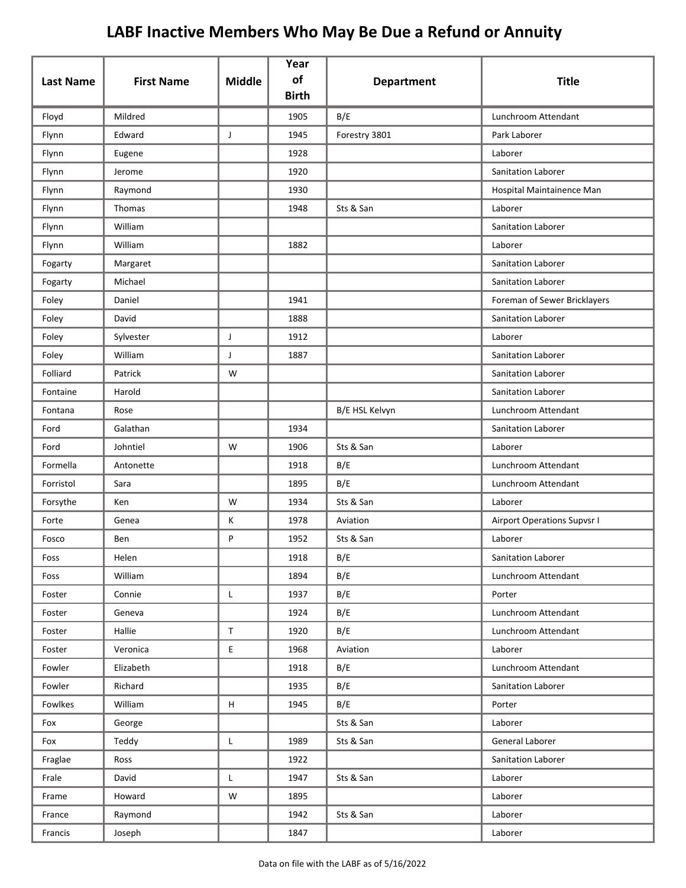# LABF Inactive Members Who May Be Due a Refund or Annuity

| Last Name | First Name | Middle | Year of Birth | Department | Title |
|---|---|---|---|---|---|
| Floyd | Mildred | | 1905 | B/E | Lunchroom Attendant |
| Flynn | Edward | J | 1945 | Forestry 3801 | Park Laborer |
| Flynn | Eugene | | 1928 | | Laborer |
| Flynn | Jerome | | 1920 | | Sanitation Laborer |
| Flynn | Raymond | | 1930 | | Hospital Maintainence Man |
| Flynn | Thomas | | 1948 | Sts & San | Laborer |
| Flynn | William | | | | Sanitation Laborer |
| Flynn | William | | 1882 | | Laborer |
| Fogarty | Margaret | | | | Sanitation Laborer |
| Fogarty | Michael | | | | Sanitation Laborer |
| Foley | Daniel | | 1941 | | Foreman of Sewer Bricklayers |
| Foley | David | | 1888 | | Sanitation Laborer |
| Foley | Sylvester | J | 1912 | | Laborer |
| Foley | William | J | 1887 | | Sanitation Laborer |
| Folliard | Patrick | W | | | Sanitation Laborer |
| Fontaine | Harold | | | | Sanitation Laborer |
| Fontana | Rose | | | B/E HSL Kelvyn | Lunchroom Attendant |
| Ford | Galathan | | 1934 | | Sanitation Laborer |
| Ford | Johntiel | W | 1906 | Sts & San | Laborer |
| Formella | Antonette | | 1918 | B/E | Lunchroom Attendant |
| Forristol | Sara | | 1895 | B/E | Lunchroom Attendant |
| Forsythe | Ken | W | 1934 | Sts & San | Laborer |
| Forte | Genea | K | 1978 | Aviation | Airport Operations Supvsr I |
| Fosco | Ben | P | 1952 | Sts & San | Laborer |
| Foss | Helen | | 1918 | B/E | Sanitation Laborer |
| Foss | William | | 1894 | B/E | Lunchroom Attendant |
| Foster | Connie | L | 1937 | B/E | Porter |
| Foster | Geneva | | 1924 | B/E | Lunchroom Attendant |
| Foster | Hallie | T | 1920 | B/E | Lunchroom Attendant |
| Foster | Veronica | E | 1968 | Aviation | Laborer |
| Fowler | Elizabeth | | 1918 | B/E | Lunchroom Attendant |
| Fowler | Richard | | 1935 | B/E | Sanitation Laborer |
| Fowlkes | William | H | 1945 | B/E | Porter |
| Fox | George | | | Sts & San | Laborer |
| Fox | Teddy | L | 1989 | Sts & San | General Laborer |
| Fraglae | Ross | | 1922 | | Sanitation Laborer |
| Frale | David | L | 1947 | Sts & San | Laborer |
| Frame | Howard | W | 1895 | | Laborer |
| France | Raymond | | 1942 | Sts & San | Laborer |
| Francis | Joseph | | 1847 | | Laborer |

Data on file with the LABF as of 5/16/2022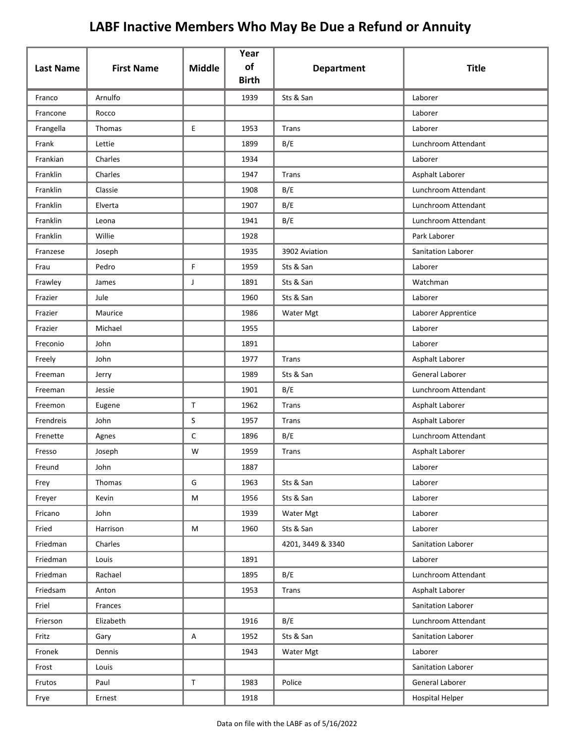# LABF Inactive Members Who May Be Due a Refund or Annuity

| Last Name | First Name | Middle | Year of Birth | Department | Title |
|---|---|---|---|---|---|
| Franco | Arnulfo | | 1939 | Sts & San | Laborer |
| Francone | Rocco | | | | Laborer |
| Frangella | Thomas | E | 1953 | Trans | Laborer |
| Frank | Lettie | | 1899 | B/E | Lunchroom Attendant |
| Frankian | Charles | | 1934 | | Laborer |
| Franklin | Charles | | 1947 | Trans | Asphalt Laborer |
| Franklin | Classie | | 1908 | B/E | Lunchroom Attendant |
| Franklin | Elverta | | 1907 | B/E | Lunchroom Attendant |
| Franklin | Leona | | 1941 | B/E | Lunchroom Attendant |
| Franklin | Willie | | 1928 | | Park Laborer |
| Franzese | Joseph | | 1935 | 3902 Aviation | Sanitation Laborer |
| Frau | Pedro | F | 1959 | Sts & San | Laborer |
| Frawley | James | J | 1891 | Sts & San | Watchman |
| Frazier | Jule | | 1960 | Sts & San | Laborer |
| Frazier | Maurice | | 1986 | Water Mgt | Laborer Apprentice |
| Frazier | Michael | | 1955 | | Laborer |
| Freconio | John | | 1891 | | Laborer |
| Freely | John | | 1977 | Trans | Asphalt Laborer |
| Freeman | Jerry | | 1989 | Sts & San | General Laborer |
| Freeman | Jessie | | 1901 | B/E | Lunchroom Attendant |
| Freemon | Eugene | T | 1962 | Trans | Asphalt Laborer |
| Frendreis | John | S | 1957 | Trans | Asphalt Laborer |
| Frenette | Agnes | C | 1896 | B/E | Lunchroom Attendant |
| Fresso | Joseph | W | 1959 | Trans | Asphalt Laborer |
| Freund | John | | 1887 | | Laborer |
| Frey | Thomas | G | 1963 | Sts & San | Laborer |
| Freyer | Kevin | M | 1956 | Sts & San | Laborer |
| Fricano | John | | 1939 | Water Mgt | Laborer |
| Fried | Harrison | M | 1960 | Sts & San | Laborer |
| Friedman | Charles | | | 4201, 3449 & 3340 | Sanitation Laborer |
| Friedman | Louis | | 1891 | | Laborer |
| Friedman | Rachael | | 1895 | B/E | Lunchroom Attendant |
| Friedsam | Anton | | 1953 | Trans | Asphalt Laborer |
| Friel | Frances | | | | Sanitation Laborer |
| Frierson | Elizabeth | | 1916 | B/E | Lunchroom Attendant |
| Fritz | Gary | A | 1952 | Sts & San | Sanitation Laborer |
| Fronek | Dennis | | 1943 | Water Mgt | Laborer |
| Frost | Louis | | | | Sanitation Laborer |
| Frutos | Paul | T | 1983 | Police | General Laborer |
| Frye | Ernest | | 1918 | | Hospital Helper |

Data on file with the LABF as of 5/16/2022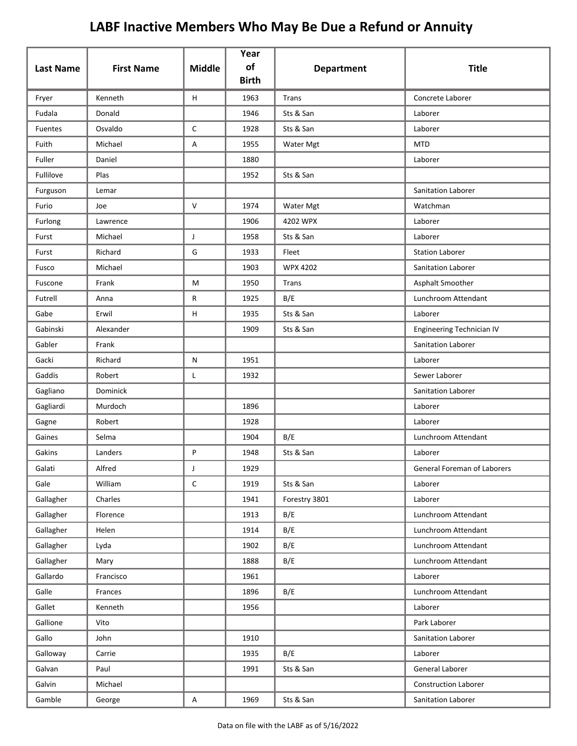# LABF Inactive Members Who May Be Due a Refund or Annuity

| Last Name | First Name | Middle | Year of Birth | Department | Title |
|---|---|---|---|---|---|
| Fryer | Kenneth | H | 1963 | Trans | Concrete Laborer |
| Fudala | Donald | | 1946 | Sts & San | Laborer |
| Fuentes | Osvaldo | C | 1928 | Sts & San | Laborer |
| Fuith | Michael | A | 1955 | Water Mgt | MTD |
| Fuller | Daniel | | 1880 | | Laborer |
| Fullilove | Plas | | 1952 | Sts & San | |
| Furguson | Lemar | | | | Sanitation Laborer |
| Furio | Joe | V | 1974 | Water Mgt | Watchman |
| Furlong | Lawrence | | 1906 | 4202 WPX | Laborer |
| Furst | Michael | J | 1958 | Sts & San | Laborer |
| Furst | Richard | G | 1933 | Fleet | Station Laborer |
| Fusco | Michael | | 1903 | WPX 4202 | Sanitation Laborer |
| Fuscone | Frank | M | 1950 | Trans | Asphalt Smoother |
| Futrell | Anna | R | 1925 | B/E | Lunchroom Attendant |
| Gabe | Erwil | H | 1935 | Sts & San | Laborer |
| Gabinski | Alexander | | 1909 | Sts & San | Engineering Technician IV |
| Gabler | Frank | | | | Sanitation Laborer |
| Gacki | Richard | N | 1951 | | Laborer |
| Gaddis | Robert | L | 1932 | | Sewer Laborer |
| Gagliano | Dominick | | | | Sanitation Laborer |
| Gagliardi | Murdoch | | 1896 | | Laborer |
| Gagne | Robert | | 1928 | | Laborer |
| Gaines | Selma | | 1904 | B/E | Lunchroom Attendant |
| Gakins | Landers | P | 1948 | Sts & San | Laborer |
| Galati | Alfred | J | 1929 | | General Foreman of Laborers |
| Gale | William | C | 1919 | Sts & San | Laborer |
| Gallagher | Charles | | 1941 | Forestry 3801 | Laborer |
| Gallagher | Florence | | 1913 | B/E | Lunchroom Attendant |
| Gallagher | Helen | | 1914 | B/E | Lunchroom Attendant |
| Gallagher | Lyda | | 1902 | B/E | Lunchroom Attendant |
| Gallagher | Mary | | 1888 | B/E | Lunchroom Attendant |
| Gallardo | Francisco | | 1961 | | Laborer |
| Galle | Frances | | 1896 | B/E | Lunchroom Attendant |
| Gallet | Kenneth | | 1956 | | Laborer |
| Gallione | Vito | | | | Park Laborer |
| Gallo | John | | 1910 | | Sanitation Laborer |
| Galloway | Carrie | | 1935 | B/E | Laborer |
| Galvan | Paul | | 1991 | Sts & San | General Laborer |
| Galvin | Michael | | | | Construction Laborer |
| Gamble | George | A | 1969 | Sts & San | Sanitation Laborer |

Data on file with the LABF as of 5/16/2022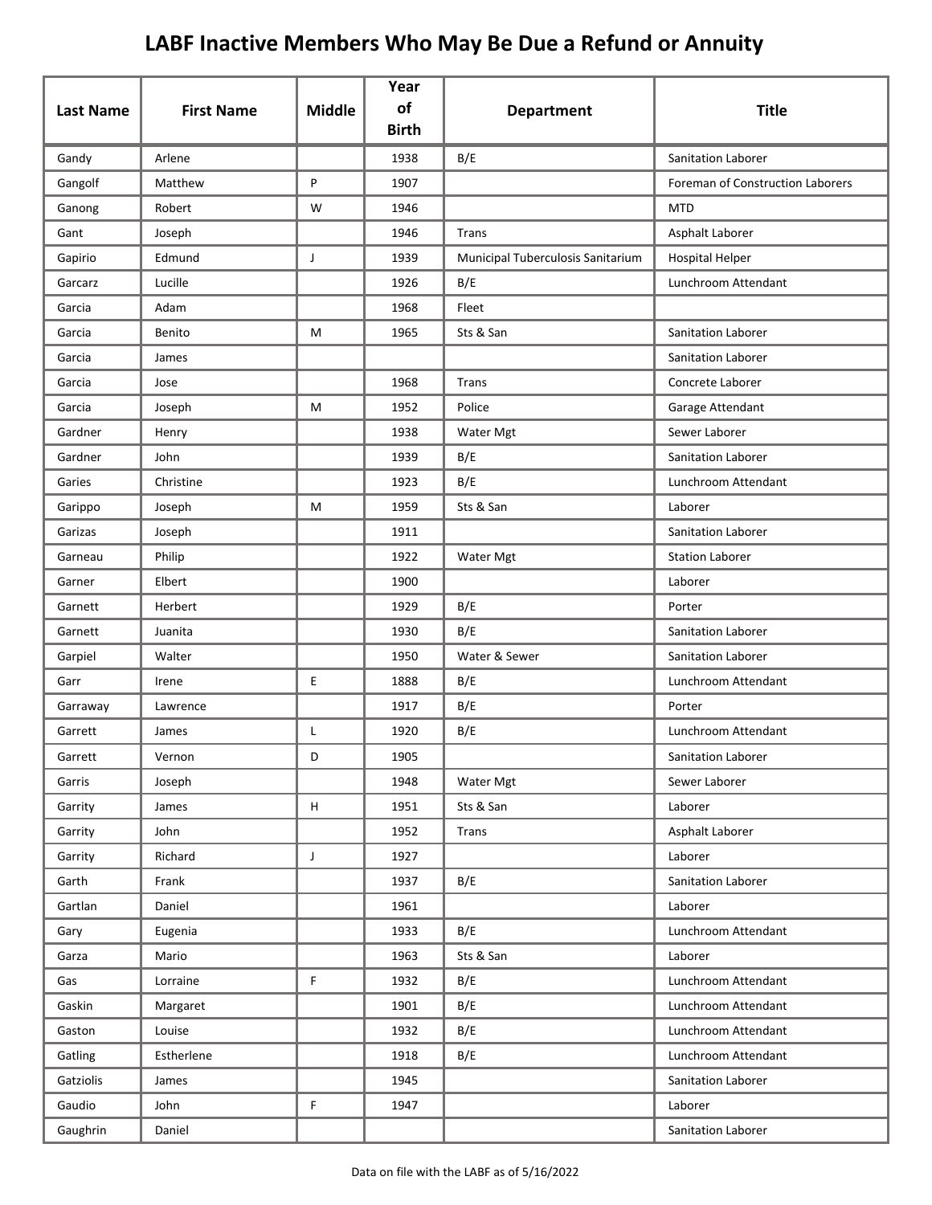# LABF Inactive Members Who May Be Due a Refund or Annuity

| Last Name | First Name | Middle | Year of Birth | Department | Title |
|---|---|---|---|---|---|
| Gandy | Arlene | | 1938 | B/E | Sanitation Laborer |
| Gangolf | Matthew | P | 1907 | | Foreman of Construction Laborers |
| Ganong | Robert | W | 1946 | | MTD |
| Gant | Joseph | | 1946 | Trans | Asphalt Laborer |
| Gapirio | Edmund | J | 1939 | Municipal Tuberculosis Sanitarium | Hospital Helper |
| Garcarz | Lucille | | 1926 | B/E | Lunchroom Attendant |
| Garcia | Adam | | 1968 | Fleet | |
| Garcia | Benito | M | 1965 | Sts & San | Sanitation Laborer |
| Garcia | James | | | | Sanitation Laborer |
| Garcia | Jose | | 1968 | Trans | Concrete Laborer |
| Garcia | Joseph | M | 1952 | Police | Garage Attendant |
| Gardner | Henry | | 1938 | Water Mgt | Sewer Laborer |
| Gardner | John | | 1939 | B/E | Sanitation Laborer |
| Garies | Christine | | 1923 | B/E | Lunchroom Attendant |
| Garippo | Joseph | M | 1959 | Sts & San | Laborer |
| Garizas | Joseph | | 1911 | | Sanitation Laborer |
| Garneau | Philip | | 1922 | Water Mgt | Station Laborer |
| Garner | Elbert | | 1900 | | Laborer |
| Garnett | Herbert | | 1929 | B/E | Porter |
| Garnett | Juanita | | 1930 | B/E | Sanitation Laborer |
| Garpiel | Walter | | 1950 | Water & Sewer | Sanitation Laborer |
| Garr | Irene | E | 1888 | B/E | Lunchroom Attendant |
| Garraway | Lawrence | | 1917 | B/E | Porter |
| Garrett | James | L | 1920 | B/E | Lunchroom Attendant |
| Garrett | Vernon | D | 1905 | | Sanitation Laborer |
| Garris | Joseph | | 1948 | Water Mgt | Sewer Laborer |
| Garrity | James | H | 1951 | Sts & San | Laborer |
| Garrity | John | | 1952 | Trans | Asphalt Laborer |
| Garrity | Richard | J | 1927 | | Laborer |
| Garth | Frank | | 1937 | B/E | Sanitation Laborer |
| Gartlan | Daniel | | 1961 | | Laborer |
| Gary | Eugenia | | 1933 | B/E | Lunchroom Attendant |
| Garza | Mario | | 1963 | Sts & San | Laborer |
| Gas | Lorraine | F | 1932 | B/E | Lunchroom Attendant |
| Gaskin | Margaret | | 1901 | B/E | Lunchroom Attendant |
| Gaston | Louise | | 1932 | B/E | Lunchroom Attendant |
| Gatling | Estherlene | | 1918 | B/E | Lunchroom Attendant |
| Gatziolis | James | | 1945 | | Sanitation Laborer |
| Gaudio | John | F | 1947 | | Laborer |
| Gaughrin | Daniel | | | | Sanitation Laborer |

Data on file with the LABF as of 5/16/2022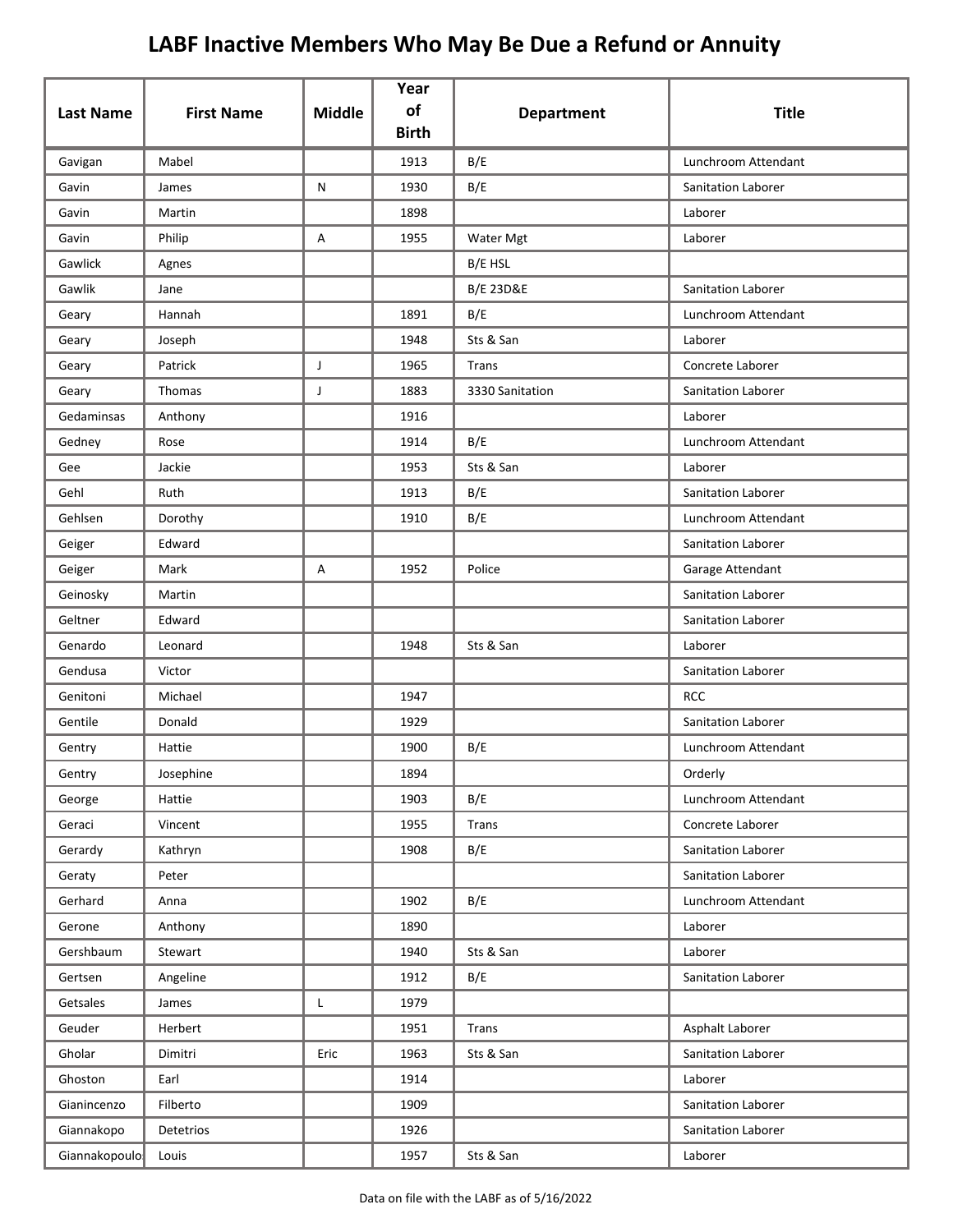# LABF Inactive Members Who May Be Due a Refund or Annuity

| Last Name | First Name | Middle | Year of Birth | Department | Title |
|---|---|---|---|---|---|
| Gavigan | Mabel | | 1913 | B/E | Lunchroom Attendant |
| Gavin | James | N | 1930 | B/E | Sanitation Laborer |
| Gavin | Martin | | 1898 | | Laborer |
| Gavin | Philip | A | 1955 | Water Mgt | Laborer |
| Gawlick | Agnes | | | B/E HSL | |
| Gawlik | Jane | | | B/E 23D&E | Sanitation Laborer |
| Geary | Hannah | | 1891 | B/E | Lunchroom Attendant |
| Geary | Joseph | | 1948 | Sts & San | Laborer |
| Geary | Patrick | J | 1965 | Trans | Concrete Laborer |
| Geary | Thomas | J | 1883 | 3330 Sanitation | Sanitation Laborer |
| Gedaminsas | Anthony | | 1916 | | Laborer |
| Gedney | Rose | | 1914 | B/E | Lunchroom Attendant |
| Gee | Jackie | | 1953 | Sts & San | Laborer |
| Gehl | Ruth | | 1913 | B/E | Sanitation Laborer |
| Gehlsen | Dorothy | | 1910 | B/E | Lunchroom Attendant |
| Geiger | Edward | | | | Sanitation Laborer |
| Geiger | Mark | A | 1952 | Police | Garage Attendant |
| Geinosky | Martin | | | | Sanitation Laborer |
| Geltner | Edward | | | | Sanitation Laborer |
| Genardo | Leonard | | 1948 | Sts & San | Laborer |
| Gendusa | Victor | | | | Sanitation Laborer |
| Genitoni | Michael | | 1947 | | RCC |
| Gentile | Donald | | 1929 | | Sanitation Laborer |
| Gentry | Hattie | | 1900 | B/E | Lunchroom Attendant |
| Gentry | Josephine | | 1894 | | Orderly |
| George | Hattie | | 1903 | B/E | Lunchroom Attendant |
| Geraci | Vincent | | 1955 | Trans | Concrete Laborer |
| Gerardy | Kathryn | | 1908 | B/E | Sanitation Laborer |
| Geraty | Peter | | | | Sanitation Laborer |
| Gerhard | Anna | | 1902 | B/E | Lunchroom Attendant |
| Gerone | Anthony | | 1890 | | Laborer |
| Gershbaum | Stewart | | 1940 | Sts & San | Laborer |
| Gertsen | Angeline | | 1912 | B/E | Sanitation Laborer |
| Getsales | James | L | 1979 | | |
| Geuder | Herbert | | 1951 | Trans | Asphalt Laborer |
| Gholar | Dimitri | Eric | 1963 | Sts & San | Sanitation Laborer |
| Ghoston | Earl | | 1914 | | Laborer |
| Gianincenzo | Filberto | | 1909 | | Sanitation Laborer |
| Giannakopo | Detetrios | | 1926 | | Sanitation Laborer |
| Giannakopoulo | Louis | | 1957 | Sts & San | Laborer |

Data on file with the LABF as of 5/16/2022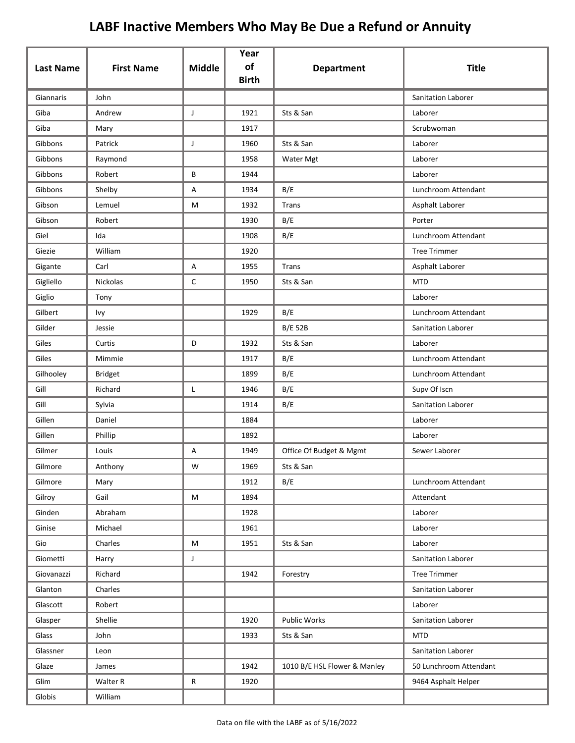# LABF Inactive Members Who May Be Due a Refund or Annuity

| Last Name | First Name | Middle | Year of Birth | Department | Title |
|---|---|---|---|---|---|
| Giannaris | John | | | | Sanitation Laborer |
| Giba | Andrew | J | 1921 | Sts & San | Laborer |
| Giba | Mary | | 1917 | | Scrubwoman |
| Gibbons | Patrick | J | 1960 | Sts & San | Laborer |
| Gibbons | Raymond | | 1958 | Water Mgt | Laborer |
| Gibbons | Robert | B | 1944 | | Laborer |
| Gibbons | Shelby | A | 1934 | B/E | Lunchroom Attendant |
| Gibson | Lemuel | M | 1932 | Trans | Asphalt Laborer |
| Gibson | Robert | | 1930 | B/E | Porter |
| Giel | Ida | | 1908 | B/E | Lunchroom Attendant |
| Giezie | William | | 1920 | | Tree Trimmer |
| Gigante | Carl | A | 1955 | Trans | Asphalt Laborer |
| Gigliello | Nickolas | C | 1950 | Sts & San | MTD |
| Giglio | Tony | | | | Laborer |
| Gilbert | Ivy | | 1929 | B/E | Lunchroom Attendant |
| Gilder | Jessie | | | B/E 52B | Sanitation Laborer |
| Giles | Curtis | D | 1932 | Sts & San | Laborer |
| Giles | Mimmie | | 1917 | B/E | Lunchroom Attendant |
| Gilhooley | Bridget | | 1899 | B/E | Lunchroom Attendant |
| Gill | Richard | L | 1946 | B/E | Supv Of Iscn |
| Gill | Sylvia | | 1914 | B/E | Sanitation Laborer |
| Gillen | Daniel | | 1884 | | Laborer |
| Gillen | Phillip | | 1892 | | Laborer |
| Gilmer | Louis | A | 1949 | Office Of Budget & Mgmt | Sewer Laborer |
| Gilmore | Anthony | W | 1969 | Sts & San | |
| Gilmore | Mary | | 1912 | B/E | Lunchroom Attendant |
| Gilroy | Gail | M | 1894 | | Attendant |
| Ginden | Abraham | | 1928 | | Laborer |
| Ginise | Michael | | 1961 | | Laborer |
| Gio | Charles | M | 1951 | Sts & San | Laborer |
| Giometti | Harry | J | | | Sanitation Laborer |
| Giovanazzi | Richard | | 1942 | Forestry | Tree Trimmer |
| Glanton | Charles | | | | Sanitation Laborer |
| Glascott | Robert | | | | Laborer |
| Glasper | Shellie | | 1920 | Public Works | Sanitation Laborer |
| Glass | John | | 1933 | Sts & San | MTD |
| Glassner | Leon | | | | Sanitation Laborer |
| Glaze | James | | 1942 | 1010 B/E HSL Flower & Manley | 50 Lunchroom Attendant |
| Glim | Walter R | R | 1920 | | 9464 Asphalt Helper |
| Globis | William | | | | |

Data on file with the LABF as of 5/16/2022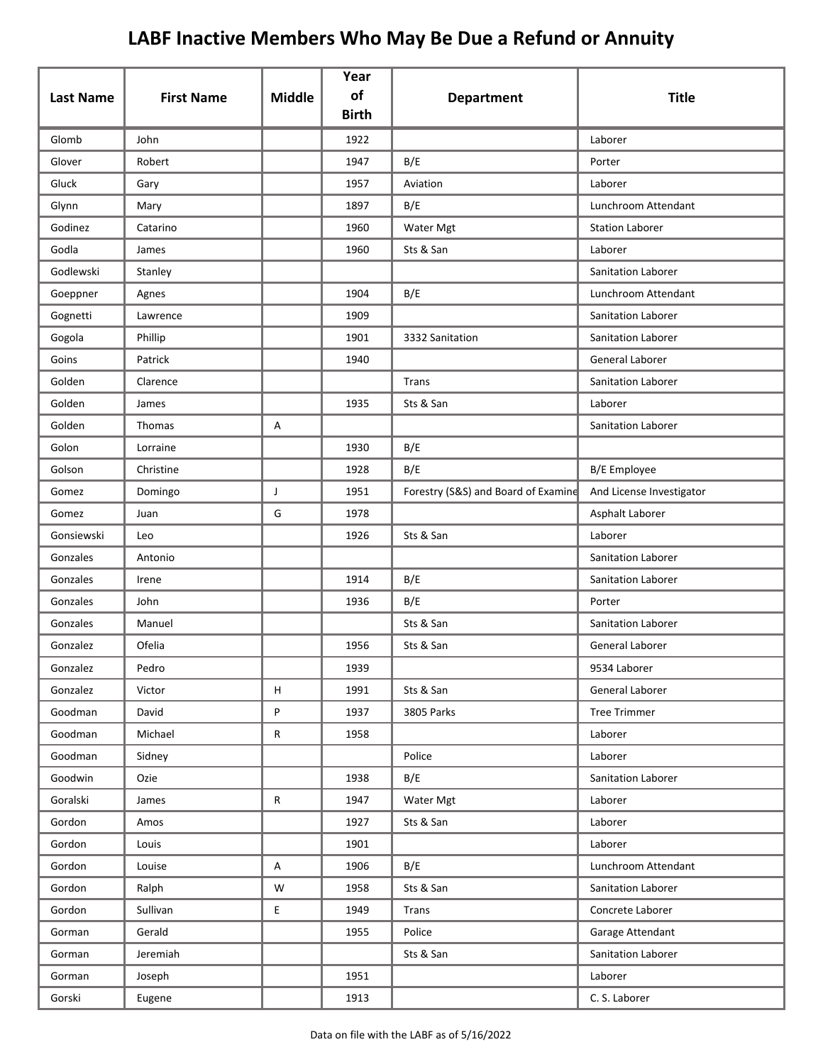# LABF Inactive Members Who May Be Due a Refund or Annuity

| Last Name | First Name | Middle | Year of Birth | Department | Title |
|---|---|---|---|---|---|
| Glomb | John | | 1922 | | Laborer |
| Glover | Robert | | 1947 | B/E | Porter |
| Gluck | Gary | | 1957 | Aviation | Laborer |
| Glynn | Mary | | 1897 | B/E | Lunchroom Attendant |
| Godinez | Catarino | | 1960 | Water Mgt | Station Laborer |
| Godla | James | | 1960 | Sts & San | Laborer |
| Godlewski | Stanley | | | | Sanitation Laborer |
| Goeppner | Agnes | | 1904 | B/E | Lunchroom Attendant |
| Gognetti | Lawrence | | 1909 | | Sanitation Laborer |
| Gogola | Phillip | | 1901 | 3332 Sanitation | Sanitation Laborer |
| Goins | Patrick | | 1940 | | General Laborer |
| Golden | Clarence | | | Trans | Sanitation Laborer |
| Golden | James | | 1935 | Sts & San | Laborer |
| Golden | Thomas | A | | | Sanitation Laborer |
| Golon | Lorraine | | 1930 | B/E | |
| Golson | Christine | | 1928 | B/E | B/E Employee |
| Gomez | Domingo | J | 1951 | Forestry (S&S) and Board of Examine | And License Investigator |
| Gomez | Juan | G | 1978 | | Asphalt Laborer |
| Gonsiewski | Leo | | 1926 | Sts & San | Laborer |
| Gonzales | Antonio | | | | Sanitation Laborer |
| Gonzales | Irene | | 1914 | B/E | Sanitation Laborer |
| Gonzales | John | | 1936 | B/E | Porter |
| Gonzales | Manuel | | | Sts & San | Sanitation Laborer |
| Gonzalez | Ofelia | | 1956 | Sts & San | General Laborer |
| Gonzalez | Pedro | | 1939 | | 9534 Laborer |
| Gonzalez | Victor | H | 1991 | Sts & San | General Laborer |
| Goodman | David | P | 1937 | 3805 Parks | Tree Trimmer |
| Goodman | Michael | R | 1958 | | Laborer |
| Goodman | Sidney | | | Police | Laborer |
| Goodwin | Ozie | | 1938 | B/E | Sanitation Laborer |
| Goralski | James | R | 1947 | Water Mgt | Laborer |
| Gordon | Amos | | 1927 | Sts & San | Laborer |
| Gordon | Louis | | 1901 | | Laborer |
| Gordon | Louise | A | 1906 | B/E | Lunchroom Attendant |
| Gordon | Ralph | W | 1958 | Sts & San | Sanitation Laborer |
| Gordon | Sullivan | E | 1949 | Trans | Concrete Laborer |
| Gorman | Gerald | | 1955 | Police | Garage Attendant |
| Gorman | Jeremiah | | | Sts & San | Sanitation Laborer |
| Gorman | Joseph | | 1951 | | Laborer |
| Gorski | Eugene | | 1913 | | C. S. Laborer |

Data on file with the LABF as of 5/16/2022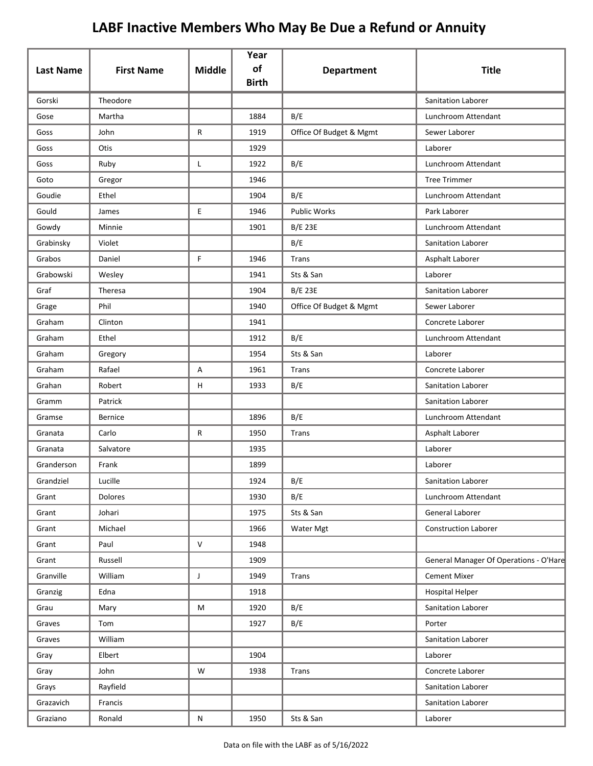# LABF Inactive Members Who May Be Due a Refund or Annuity

| Last Name | First Name | Middle | Year of Birth | Department | Title |
|---|---|---|---|---|---|
| Gorski | Theodore | | | | Sanitation Laborer |
| Gose | Martha | | 1884 | B/E | Lunchroom Attendant |
| Goss | John | R | 1919 | Office Of Budget & Mgmt | Sewer Laborer |
| Goss | Otis | | 1929 | | Laborer |
| Goss | Ruby | L | 1922 | B/E | Lunchroom Attendant |
| Goto | Gregor | | 1946 | | Tree Trimmer |
| Goudie | Ethel | | 1904 | B/E | Lunchroom Attendant |
| Gould | James | E | 1946 | Public Works | Park Laborer |
| Gowdy | Minnie | | 1901 | B/E 23E | Lunchroom Attendant |
| Grabinsky | Violet | | | B/E | Sanitation Laborer |
| Grabos | Daniel | F | 1946 | Trans | Asphalt Laborer |
| Grabowski | Wesley | | 1941 | Sts & San | Laborer |
| Graf | Theresa | | 1904 | B/E 23E | Sanitation Laborer |
| Grage | Phil | | 1940 | Office Of Budget & Mgmt | Sewer Laborer |
| Graham | Clinton | | 1941 | | Concrete Laborer |
| Graham | Ethel | | 1912 | B/E | Lunchroom Attendant |
| Graham | Gregory | | 1954 | Sts & San | Laborer |
| Graham | Rafael | A | 1961 | Trans | Concrete Laborer |
| Grahan | Robert | H | 1933 | B/E | Sanitation Laborer |
| Gramm | Patrick | | | | Sanitation Laborer |
| Gramse | Bernice | | 1896 | B/E | Lunchroom Attendant |
| Granata | Carlo | R | 1950 | Trans | Asphalt Laborer |
| Granata | Salvatore | | 1935 | | Laborer |
| Granderson | Frank | | 1899 | | Laborer |
| Grandziel | Lucille | | 1924 | B/E | Sanitation Laborer |
| Grant | Dolores | | 1930 | B/E | Lunchroom Attendant |
| Grant | Johari | | 1975 | Sts & San | General Laborer |
| Grant | Michael | | 1966 | Water Mgt | Construction Laborer |
| Grant | Paul | V | 1948 | | |
| Grant | Russell | | 1909 | | General Manager Of Operations - O'Hare |
| Granville | William | J | 1949 | Trans | Cement Mixer |
| Granzig | Edna | | 1918 | | Hospital Helper |
| Grau | Mary | M | 1920 | B/E | Sanitation Laborer |
| Graves | Tom | | 1927 | B/E | Porter |
| Graves | William | | | | Sanitation Laborer |
| Gray | Elbert | | 1904 | | Laborer |
| Gray | John | W | 1938 | Trans | Concrete Laborer |
| Grays | Rayfield | | | | Sanitation Laborer |
| Grazavich | Francis | | | | Sanitation Laborer |
| Graziano | Ronald | N | 1950 | Sts & San | Laborer |

Data on file with the LABF as of 5/16/2022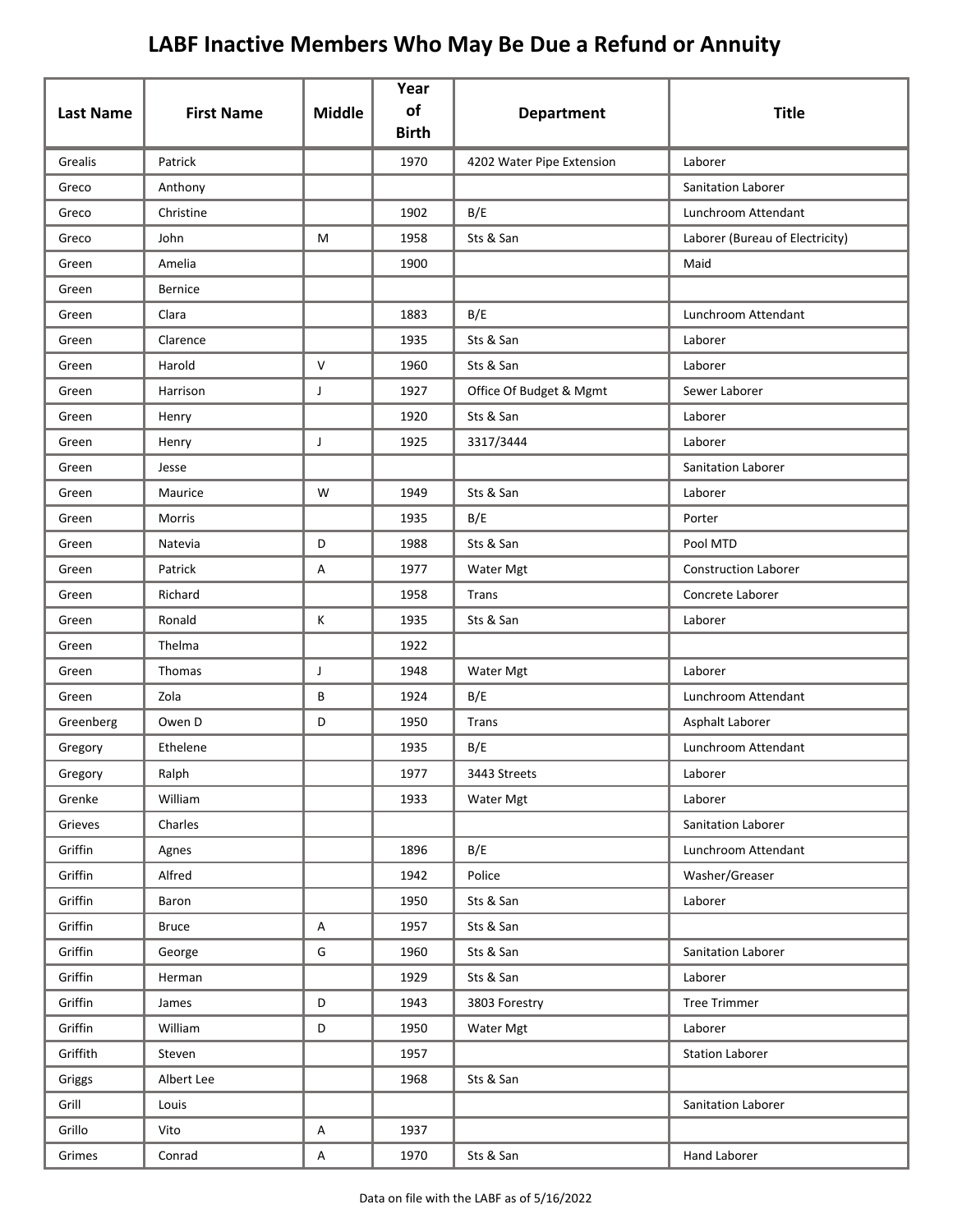# LABF Inactive Members Who May Be Due a Refund or Annuity

| Last Name | First Name | Middle | Year of Birth | Department | Title |
|---|---|---|---|---|---|
| Grealis | Patrick | | 1970 | 4202 Water Pipe Extension | Laborer |
| Greco | Anthony | | | | Sanitation Laborer |
| Greco | Christine | | 1902 | B/E | Lunchroom Attendant |
| Greco | John | M | 1958 | Sts & San | Laborer (Bureau of Electricity) |
| Green | Amelia | | 1900 | | Maid |
| Green | Bernice | | | | |
| Green | Clara | | 1883 | B/E | Lunchroom Attendant |
| Green | Clarence | | 1935 | Sts & San | Laborer |
| Green | Harold | V | 1960 | Sts & San | Laborer |
| Green | Harrison | J | 1927 | Office Of Budget & Mgmt | Sewer Laborer |
| Green | Henry | | 1920 | Sts & San | Laborer |
| Green | Henry | J | 1925 | 3317/3444 | Laborer |
| Green | Jesse | | | | Sanitation Laborer |
| Green | Maurice | W | 1949 | Sts & San | Laborer |
| Green | Morris | | 1935 | B/E | Porter |
| Green | Natevia | D | 1988 | Sts & San | Pool MTD |
| Green | Patrick | A | 1977 | Water Mgt | Construction Laborer |
| Green | Richard | | 1958 | Trans | Concrete Laborer |
| Green | Ronald | K | 1935 | Sts & San | Laborer |
| Green | Thelma | | 1922 | | |
| Green | Thomas | J | 1948 | Water Mgt | Laborer |
| Green | Zola | B | 1924 | B/E | Lunchroom Attendant |
| Greenberg | Owen D | D | 1950 | Trans | Asphalt Laborer |
| Gregory | Ethelene | | 1935 | B/E | Lunchroom Attendant |
| Gregory | Ralph | | 1977 | 3443 Streets | Laborer |
| Grenke | William | | 1933 | Water Mgt | Laborer |
| Grieves | Charles | | | | Sanitation Laborer |
| Griffin | Agnes | | 1896 | B/E | Lunchroom Attendant |
| Griffin | Alfred | | 1942 | Police | Washer/Greaser |
| Griffin | Baron | | 1950 | Sts & San | Laborer |
| Griffin | Bruce | A | 1957 | Sts & San | |
| Griffin | George | G | 1960 | Sts & San | Sanitation Laborer |
| Griffin | Herman | | 1929 | Sts & San | Laborer |
| Griffin | James | D | 1943 | 3803 Forestry | Tree Trimmer |
| Griffin | William | D | 1950 | Water Mgt | Laborer |
| Griffith | Steven | | 1957 | | Station Laborer |
| Griggs | Albert Lee | | 1968 | Sts & San | |
| Grill | Louis | | | | Sanitation Laborer |
| Grillo | Vito | A | 1937 | | |
| Grimes | Conrad | A | 1970 | Sts & San | Hand Laborer |

Data on file with the LABF as of 5/16/2022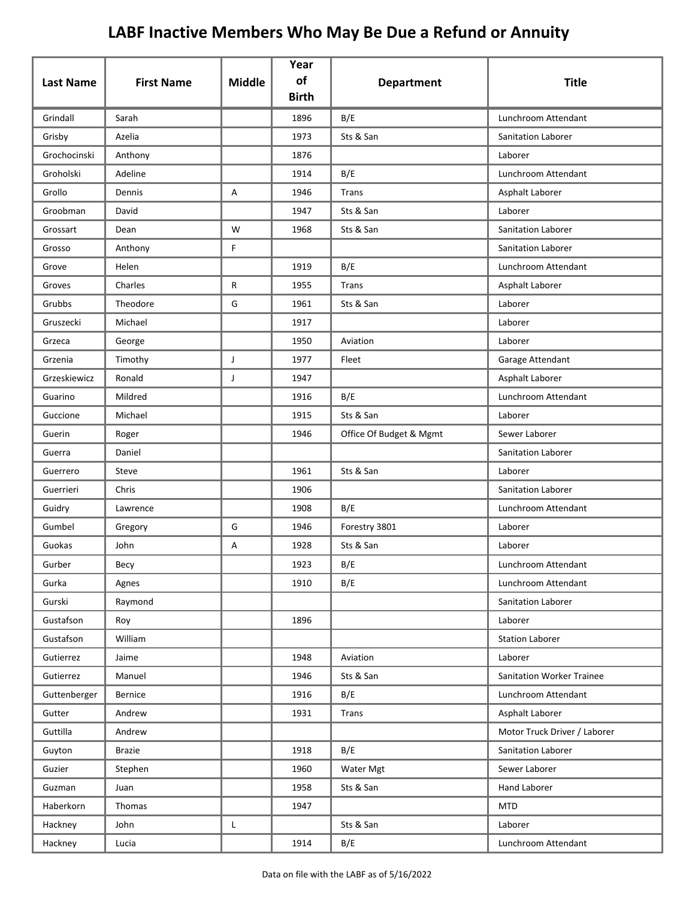# LABF Inactive Members Who May Be Due a Refund or Annuity

| Last Name | First Name | Middle | Year of Birth | Department | Title |
|---|---|---|---|---|---|
| Grindall | Sarah | | 1896 | B/E | Lunchroom Attendant |
| Grisby | Azelia | | 1973 | Sts & San | Sanitation Laborer |
| Grochocinski | Anthony | | 1876 | | Laborer |
| Groholski | Adeline | | 1914 | B/E | Lunchroom Attendant |
| Grollo | Dennis | A | 1946 | Trans | Asphalt Laborer |
| Groobman | David | | 1947 | Sts & San | Laborer |
| Grossart | Dean | W | 1968 | Sts & San | Sanitation Laborer |
| Grosso | Anthony | F | | | Sanitation Laborer |
| Grove | Helen | | 1919 | B/E | Lunchroom Attendant |
| Groves | Charles | R | 1955 | Trans | Asphalt Laborer |
| Grubbs | Theodore | G | 1961 | Sts & San | Laborer |
| Gruszecki | Michael | | 1917 | | Laborer |
| Grzeca | George | | 1950 | Aviation | Laborer |
| Grzenia | Timothy | J | 1977 | Fleet | Garage Attendant |
| Grzeskiewicz | Ronald | J | 1947 | | Asphalt Laborer |
| Guarino | Mildred | | 1916 | B/E | Lunchroom Attendant |
| Guccione | Michael | | 1915 | Sts & San | Laborer |
| Guerin | Roger | | 1946 | Office Of Budget & Mgmt | Sewer Laborer |
| Guerra | Daniel | | | | Sanitation Laborer |
| Guerrero | Steve | | 1961 | Sts & San | Laborer |
| Guerrieri | Chris | | 1906 | | Sanitation Laborer |
| Guidry | Lawrence | | 1908 | B/E | Lunchroom Attendant |
| Gumbel | Gregory | G | 1946 | Forestry 3801 | Laborer |
| Guokas | John | A | 1928 | Sts & San | Laborer |
| Gurber | Becy | | 1923 | B/E | Lunchroom Attendant |
| Gurka | Agnes | | 1910 | B/E | Lunchroom Attendant |
| Gurski | Raymond | | | | Sanitation Laborer |
| Gustafson | Roy | | 1896 | | Laborer |
| Gustafson | William | | | | Station Laborer |
| Gutierrez | Jaime | | 1948 | Aviation | Laborer |
| Gutierrez | Manuel | | 1946 | Sts & San | Sanitation Worker Trainee |
| Guttenberger | Bernice | | 1916 | B/E | Lunchroom Attendant |
| Gutter | Andrew | | 1931 | Trans | Asphalt Laborer |
| Guttilla | Andrew | | | | Motor Truck Driver / Laborer |
| Guyton | Brazie | | 1918 | B/E | Sanitation Laborer |
| Guzier | Stephen | | 1960 | Water Mgt | Sewer Laborer |
| Guzman | Juan | | 1958 | Sts & San | Hand Laborer |
| Haberkorn | Thomas | | 1947 | | MTD |
| Hackney | John | L | | Sts & San | Laborer |
| Hackney | Lucia | | 1914 | B/E | Lunchroom Attendant |

Data on file with the LABF as of 5/16/2022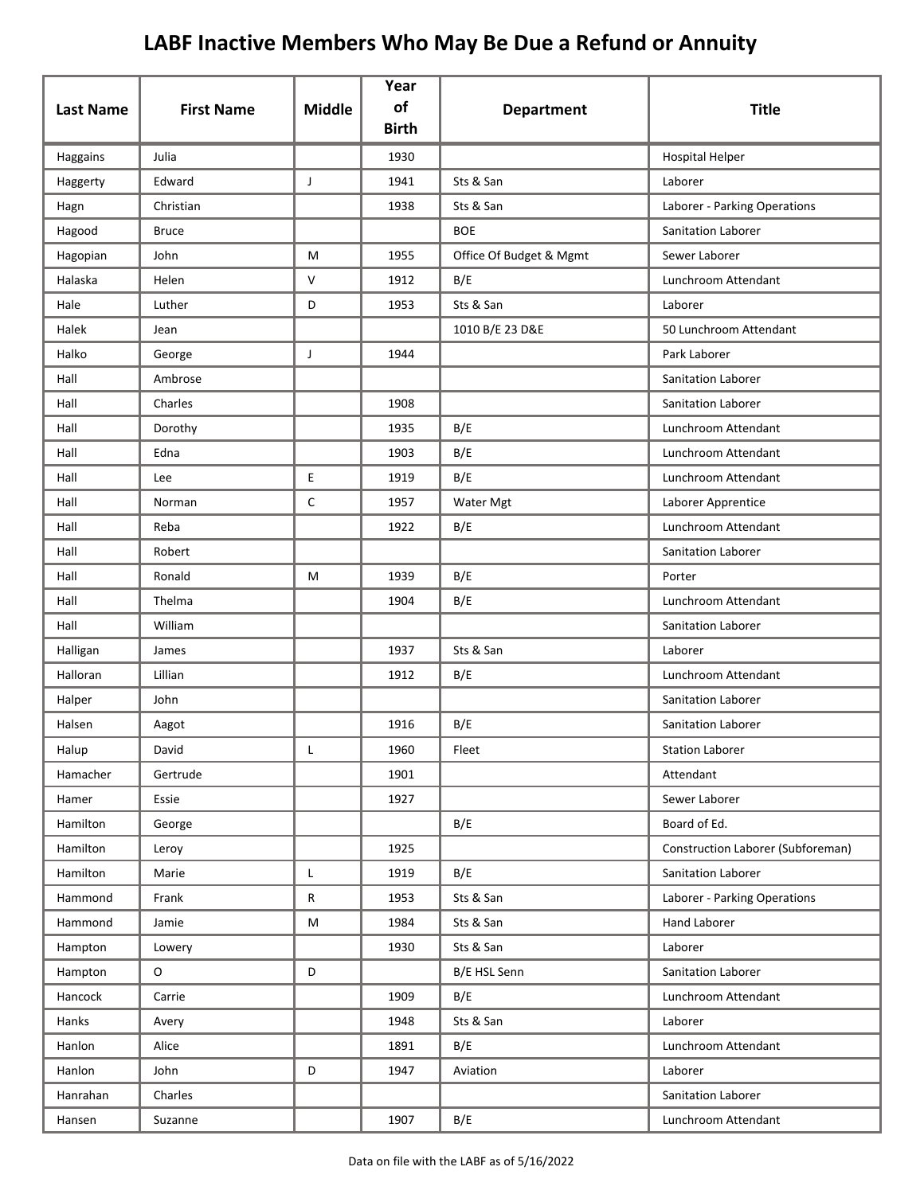# LABF Inactive Members Who May Be Due a Refund or Annuity

| Last Name | First Name | Middle | Year of Birth | Department | Title |
|---|---|---|---|---|---|
| Haggains | Julia | | 1930 | | Hospital Helper |
| Haggerty | Edward | J | 1941 | Sts & San | Laborer |
| Hagn | Christian | | 1938 | Sts & San | Laborer - Parking Operations |
| Hagood | Bruce | | | BOE | Sanitation Laborer |
| Hagopian | John | M | 1955 | Office Of Budget & Mgmt | Sewer Laborer |
| Halaska | Helen | V | 1912 | B/E | Lunchroom Attendant |
| Hale | Luther | D | 1953 | Sts & San | Laborer |
| Halek | Jean | | | 1010 B/E 23 D&E | 50 Lunchroom Attendant |
| Halko | George | J | 1944 | | Park Laborer |
| Hall | Ambrose | | | | Sanitation Laborer |
| Hall | Charles | | 1908 | | Sanitation Laborer |
| Hall | Dorothy | | 1935 | B/E | Lunchroom Attendant |
| Hall | Edna | | 1903 | B/E | Lunchroom Attendant |
| Hall | Lee | E | 1919 | B/E | Lunchroom Attendant |
| Hall | Norman | C | 1957 | Water Mgt | Laborer Apprentice |
| Hall | Reba | | 1922 | B/E | Lunchroom Attendant |
| Hall | Robert | | | | Sanitation Laborer |
| Hall | Ronald | M | 1939 | B/E | Porter |
| Hall | Thelma | | 1904 | B/E | Lunchroom Attendant |
| Hall | William | | | | Sanitation Laborer |
| Halligan | James | | 1937 | Sts & San | Laborer |
| Halloran | Lillian | | 1912 | B/E | Lunchroom Attendant |
| Halper | John | | | | Sanitation Laborer |
| Halsen | Aagot | | 1916 | B/E | Sanitation Laborer |
| Halup | David | L | 1960 | Fleet | Station Laborer |
| Hamacher | Gertrude | | 1901 | | Attendant |
| Hamer | Essie | | 1927 | | Sewer Laborer |
| Hamilton | George | | | B/E | Board of Ed. |
| Hamilton | Leroy | | 1925 | | Construction Laborer (Subforeman) |
| Hamilton | Marie | L | 1919 | B/E | Sanitation Laborer |
| Hammond | Frank | R | 1953 | Sts & San | Laborer - Parking Operations |
| Hammond | Jamie | M | 1984 | Sts & San | Hand Laborer |
| Hampton | Lowery | | 1930 | Sts & San | Laborer |
| Hampton | O | D | | B/E HSL Senn | Sanitation Laborer |
| Hancock | Carrie | | 1909 | B/E | Lunchroom Attendant |
| Hanks | Avery | | 1948 | Sts & San | Laborer |
| Hanlon | Alice | | 1891 | B/E | Lunchroom Attendant |
| Hanlon | John | D | 1947 | Aviation | Laborer |
| Hanrahan | Charles | | | | Sanitation Laborer |
| Hansen | Suzanne | | 1907 | B/E | Lunchroom Attendant |

Data on file with the LABF as of 5/16/2022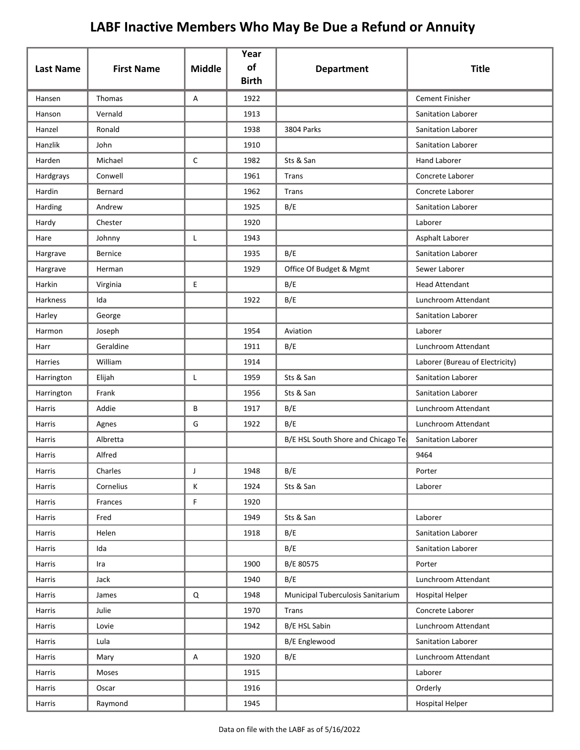# LABF Inactive Members Who May Be Due a Refund or Annuity

| Last Name | First Name | Middle | Year of Birth | Department | Title |
|---|---|---|---|---|---|
| Hansen | Thomas | A | 1922 | | Cement Finisher |
| Hanson | Vernald | | 1913 | | Sanitation Laborer |
| Hanzel | Ronald | | 1938 | 3804 Parks | Sanitation Laborer |
| Hanzlik | John | | 1910 | | Sanitation Laborer |
| Harden | Michael | C | 1982 | Sts & San | Hand Laborer |
| Hardgrays | Conwell | | 1961 | Trans | Concrete Laborer |
| Hardin | Bernard | | 1962 | Trans | Concrete Laborer |
| Harding | Andrew | | 1925 | B/E | Sanitation Laborer |
| Hardy | Chester | | 1920 | | Laborer |
| Hare | Johnny | L | 1943 | | Asphalt Laborer |
| Hargrave | Bernice | | 1935 | B/E | Sanitation Laborer |
| Hargrave | Herman | | 1929 | Office Of Budget & Mgmt | Sewer Laborer |
| Harkin | Virginia | E | | B/E | Head Attendant |
| Harkness | Ida | | 1922 | B/E | Lunchroom Attendant |
| Harley | George | | | | Sanitation Laborer |
| Harmon | Joseph | | 1954 | Aviation | Laborer |
| Harr | Geraldine | | 1911 | B/E | Lunchroom Attendant |
| Harries | William | | 1914 | | Laborer (Bureau of Electricity) |
| Harrington | Elijah | L | 1959 | Sts & San | Sanitation Laborer |
| Harrington | Frank | | 1956 | Sts & San | Sanitation Laborer |
| Harris | Addie | B | 1917 | B/E | Lunchroom Attendant |
| Harris | Agnes | G | 1922 | B/E | Lunchroom Attendant |
| Harris | Albretta | | | B/E HSL South Shore and Chicago Te | Sanitation Laborer |
| Harris | Alfred | | | | 9464 |
| Harris | Charles | J | 1948 | B/E | Porter |
| Harris | Cornelius | K | 1924 | Sts & San | Laborer |
| Harris | Frances | F | 1920 | | |
| Harris | Fred | | 1949 | Sts & San | Laborer |
| Harris | Helen | | 1918 | B/E | Sanitation Laborer |
| Harris | Ida | | | B/E | Sanitation Laborer |
| Harris | Ira | | 1900 | B/E 80575 | Porter |
| Harris | Jack | | 1940 | B/E | Lunchroom Attendant |
| Harris | James | Q | 1948 | Municipal Tuberculosis Sanitarium | Hospital Helper |
| Harris | Julie | | 1970 | Trans | Concrete Laborer |
| Harris | Lovie | | 1942 | B/E HSL Sabin | Lunchroom Attendant |
| Harris | Lula | | | B/E Englewood | Sanitation Laborer |
| Harris | Mary | A | 1920 | B/E | Lunchroom Attendant |
| Harris | Moses | | 1915 | | Laborer |
| Harris | Oscar | | 1916 | | Orderly |
| Harris | Raymond | | 1945 | | Hospital Helper |

Data on file with the LABF as of 5/16/2022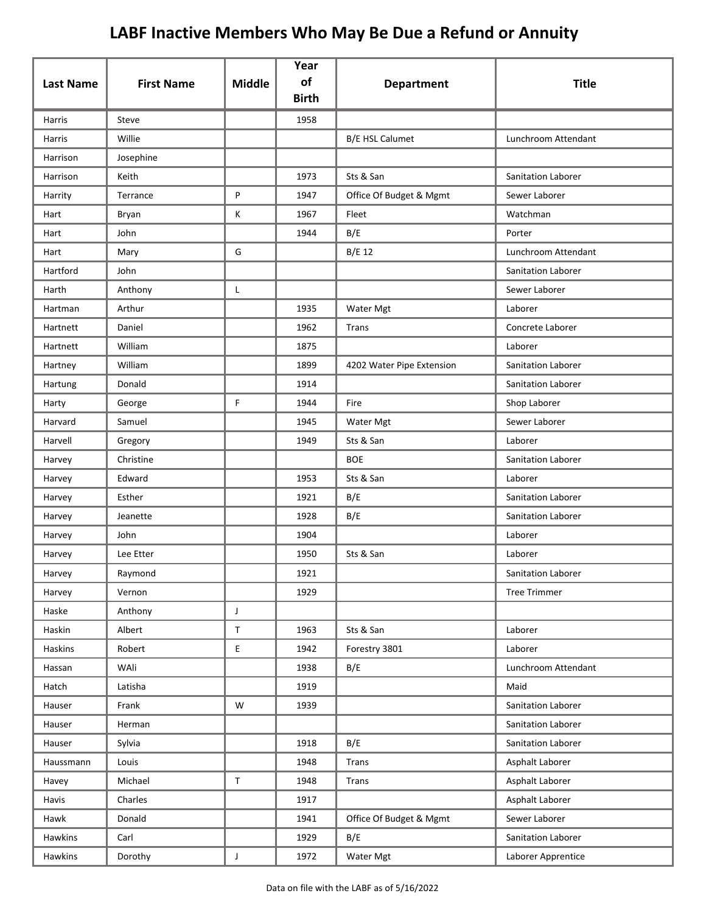# LABF Inactive Members Who May Be Due a Refund or Annuity

| Last Name | First Name | Middle | Year of Birth | Department | Title |
|---|---|---|---|---|---|
| Harris | Steve | | 1958 | | |
| Harris | Willie | | | B/E HSL Calumet | Lunchroom Attendant |
| Harrison | Josephine | | | | |
| Harrison | Keith | | 1973 | Sts & San | Sanitation Laborer |
| Harrity | Terrance | P | 1947 | Office Of Budget & Mgmt | Sewer Laborer |
| Hart | Bryan | K | 1967 | Fleet | Watchman |
| Hart | John | | 1944 | B/E | Porter |
| Hart | Mary | G | | B/E 12 | Lunchroom Attendant |
| Hartford | John | | | | Sanitation Laborer |
| Harth | Anthony | L | | | Sewer Laborer |
| Hartman | Arthur | | 1935 | Water Mgt | Laborer |
| Hartnett | Daniel | | 1962 | Trans | Concrete Laborer |
| Hartnett | William | | 1875 | | Laborer |
| Hartney | William | | 1899 | 4202 Water Pipe Extension | Sanitation Laborer |
| Hartung | Donald | | 1914 | | Sanitation Laborer |
| Harty | George | F | 1944 | Fire | Shop Laborer |
| Harvard | Samuel | | 1945 | Water Mgt | Sewer Laborer |
| Harvell | Gregory | | 1949 | Sts & San | Laborer |
| Harvey | Christine | | | BOE | Sanitation Laborer |
| Harvey | Edward | | 1953 | Sts & San | Laborer |
| Harvey | Esther | | 1921 | B/E | Sanitation Laborer |
| Harvey | Jeanette | | 1928 | B/E | Sanitation Laborer |
| Harvey | John | | 1904 | | Laborer |
| Harvey | Lee Etter | | 1950 | Sts & San | Laborer |
| Harvey | Raymond | | 1921 | | Sanitation Laborer |
| Harvey | Vernon | | 1929 | | Tree Trimmer |
| Haske | Anthony | J | | | |
| Haskin | Albert | T | 1963 | Sts & San | Laborer |
| Haskins | Robert | E | 1942 | Forestry 3801 | Laborer |
| Hassan | WAli | | 1938 | B/E | Lunchroom Attendant |
| Hatch | Latisha | | 1919 | | Maid |
| Hauser | Frank | W | 1939 | | Sanitation Laborer |
| Hauser | Herman | | | | Sanitation Laborer |
| Hauser | Sylvia | | 1918 | B/E | Sanitation Laborer |
| Haussmann | Louis | | 1948 | Trans | Asphalt Laborer |
| Havey | Michael | T | 1948 | Trans | Asphalt Laborer |
| Havis | Charles | | 1917 | | Asphalt Laborer |
| Hawk | Donald | | 1941 | Office Of Budget & Mgmt | Sewer Laborer |
| Hawkins | Carl | | 1929 | B/E | Sanitation Laborer |
| Hawkins | Dorothy | J | 1972 | Water Mgt | Laborer Apprentice |

Data on file with the LABF as of 5/16/2022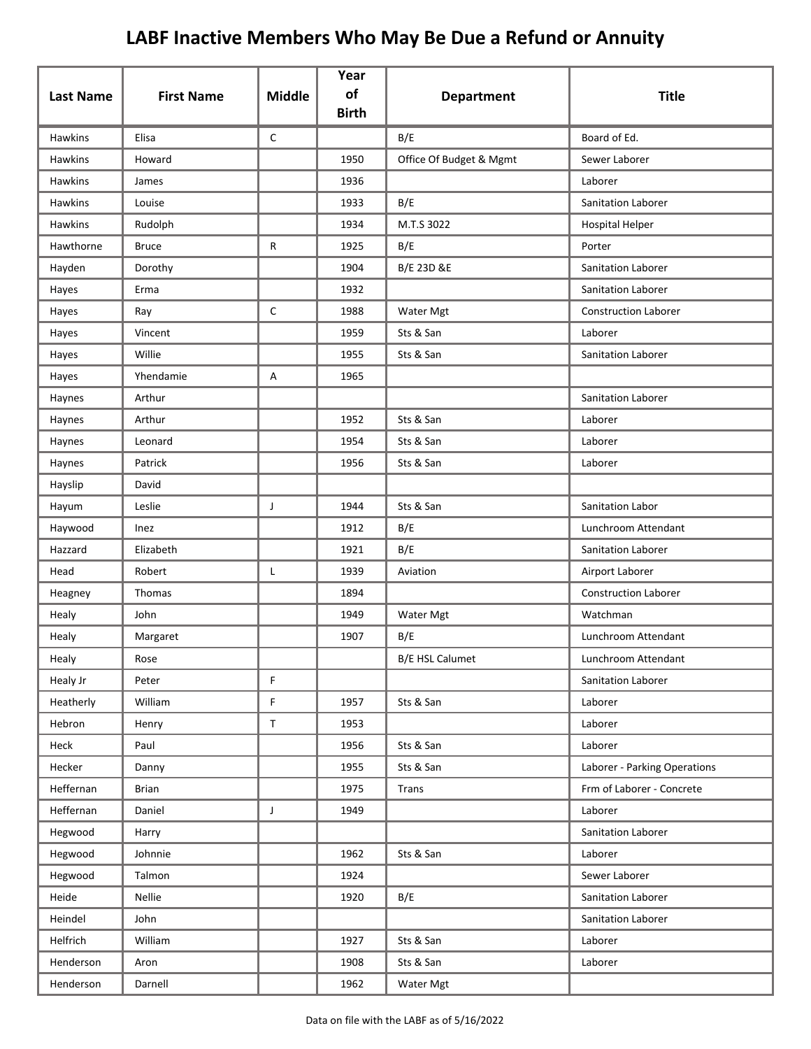# LABF Inactive Members Who May Be Due a Refund or Annuity

| Last Name | First Name | Middle | Year of Birth | Department | Title |
|---|---|---|---|---|---|
| Hawkins | Elisa | C | | B/E | Board of Ed. |
| Hawkins | Howard | | 1950 | Office Of Budget & Mgmt | Sewer Laborer |
| Hawkins | James | | 1936 | | Laborer |
| Hawkins | Louise | | 1933 | B/E | Sanitation Laborer |
| Hawkins | Rudolph | | 1934 | M.T.S 3022 | Hospital Helper |
| Hawthorne | Bruce | R | 1925 | B/E | Porter |
| Hayden | Dorothy | | 1904 | B/E 23D &E | Sanitation Laborer |
| Hayes | Erma | | 1932 | | Sanitation Laborer |
| Hayes | Ray | C | 1988 | Water Mgt | Construction Laborer |
| Hayes | Vincent | | 1959 | Sts & San | Laborer |
| Hayes | Willie | | 1955 | Sts & San | Sanitation Laborer |
| Hayes | Yhendamie | A | 1965 | | |
| Haynes | Arthur | | | | Sanitation Laborer |
| Haynes | Arthur | | 1952 | Sts & San | Laborer |
| Haynes | Leonard | | 1954 | Sts & San | Laborer |
| Haynes | Patrick | | 1956 | Sts & San | Laborer |
| Hayslip | David | | | | |
| Hayum | Leslie | J | 1944 | Sts & San | Sanitation Labor |
| Haywood | Inez | | 1912 | B/E | Lunchroom Attendant |
| Hazzard | Elizabeth | | 1921 | B/E | Sanitation Laborer |
| Head | Robert | L | 1939 | Aviation | Airport Laborer |
| Heagney | Thomas | | 1894 | | Construction Laborer |
| Healy | John | | 1949 | Water Mgt | Watchman |
| Healy | Margaret | | 1907 | B/E | Lunchroom Attendant |
| Healy | Rose | | | B/E HSL Calumet | Lunchroom Attendant |
| Healy Jr | Peter | F | | | Sanitation Laborer |
| Heatherly | William | F | 1957 | Sts & San | Laborer |
| Hebron | Henry | T | 1953 | | Laborer |
| Heck | Paul | | 1956 | Sts & San | Laborer |
| Hecker | Danny | | 1955 | Sts & San | Laborer - Parking Operations |
| Heffernan | Brian | | 1975 | Trans | Frm of Laborer - Concrete |
| Heffernan | Daniel | J | 1949 | | Laborer |
| Hegwood | Harry | | | | Sanitation Laborer |
| Hegwood | Johnnie | | 1962 | Sts & San | Laborer |
| Hegwood | Talmon | | 1924 | | Sewer Laborer |
| Heide | Nellie | | 1920 | B/E | Sanitation Laborer |
| Heindel | John | | | | Sanitation Laborer |
| Helfrich | William | | 1927 | Sts & San | Laborer |
| Henderson | Aron | | 1908 | Sts & San | Laborer |
| Henderson | Darnell | | 1962 | Water Mgt | |

Data on file with the LABF as of 5/16/2022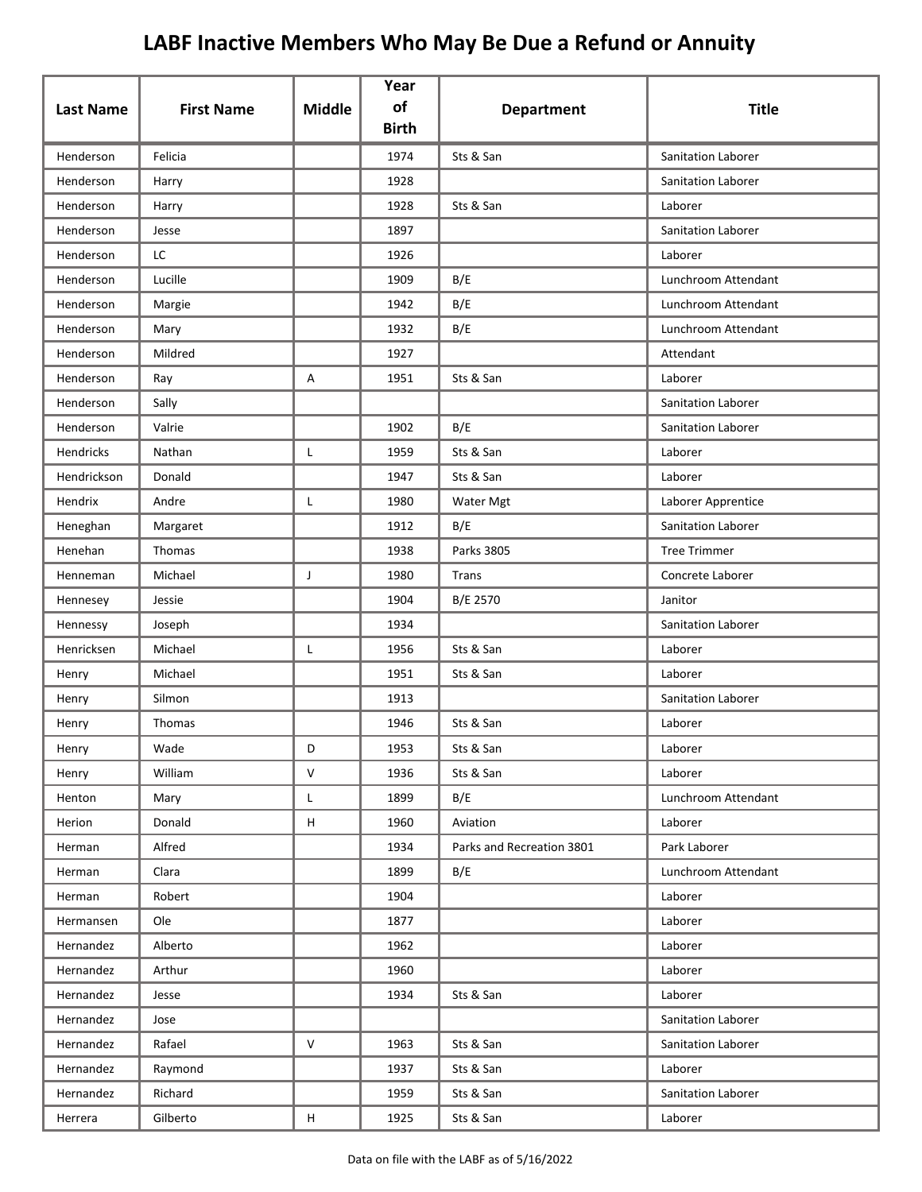# LABF Inactive Members Who May Be Due a Refund or Annuity

| Last Name | First Name | Middle | Year of Birth | Department | Title |
|---|---|---|---|---|---|
| Henderson | Felicia | | 1974 | Sts & San | Sanitation Laborer |
| Henderson | Harry | | 1928 | | Sanitation Laborer |
| Henderson | Harry | | 1928 | Sts & San | Laborer |
| Henderson | Jesse | | 1897 | | Sanitation Laborer |
| Henderson | LC | | 1926 | | Laborer |
| Henderson | Lucille | | 1909 | B/E | Lunchroom Attendant |
| Henderson | Margie | | 1942 | B/E | Lunchroom Attendant |
| Henderson | Mary | | 1932 | B/E | Lunchroom Attendant |
| Henderson | Mildred | | 1927 | | Attendant |
| Henderson | Ray | A | 1951 | Sts & San | Laborer |
| Henderson | Sally | | | | Sanitation Laborer |
| Henderson | Valrie | | 1902 | B/E | Sanitation Laborer |
| Hendricks | Nathan | L | 1959 | Sts & San | Laborer |
| Hendrickson | Donald | | 1947 | Sts & San | Laborer |
| Hendrix | Andre | L | 1980 | Water Mgt | Laborer Apprentice |
| Heneghan | Margaret | | 1912 | B/E | Sanitation Laborer |
| Henehan | Thomas | | 1938 | Parks 3805 | Tree Trimmer |
| Henneman | Michael | J | 1980 | Trans | Concrete Laborer |
| Hennesey | Jessie | | 1904 | B/E 2570 | Janitor |
| Hennessy | Joseph | | 1934 | | Sanitation Laborer |
| Henricksen | Michael | L | 1956 | Sts & San | Laborer |
| Henry | Michael | | 1951 | Sts & San | Laborer |
| Henry | Silmon | | 1913 | | Sanitation Laborer |
| Henry | Thomas | | 1946 | Sts & San | Laborer |
| Henry | Wade | D | 1953 | Sts & San | Laborer |
| Henry | William | V | 1936 | Sts & San | Laborer |
| Henton | Mary | L | 1899 | B/E | Lunchroom Attendant |
| Herion | Donald | H | 1960 | Aviation | Laborer |
| Herman | Alfred | | 1934 | Parks and Recreation 3801 | Park Laborer |
| Herman | Clara | | 1899 | B/E | Lunchroom Attendant |
| Herman | Robert | | 1904 | | Laborer |
| Hermansen | Ole | | 1877 | | Laborer |
| Hernandez | Alberto | | 1962 | | Laborer |
| Hernandez | Arthur | | 1960 | | Laborer |
| Hernandez | Jesse | | 1934 | Sts & San | Laborer |
| Hernandez | Jose | | | | Sanitation Laborer |
| Hernandez | Rafael | V | 1963 | Sts & San | Sanitation Laborer |
| Hernandez | Raymond | | 1937 | Sts & San | Laborer |
| Hernandez | Richard | | 1959 | Sts & San | Sanitation Laborer |
| Herrera | Gilberto | H | 1925 | Sts & San | Laborer |

Data on file with the LABF as of 5/16/2022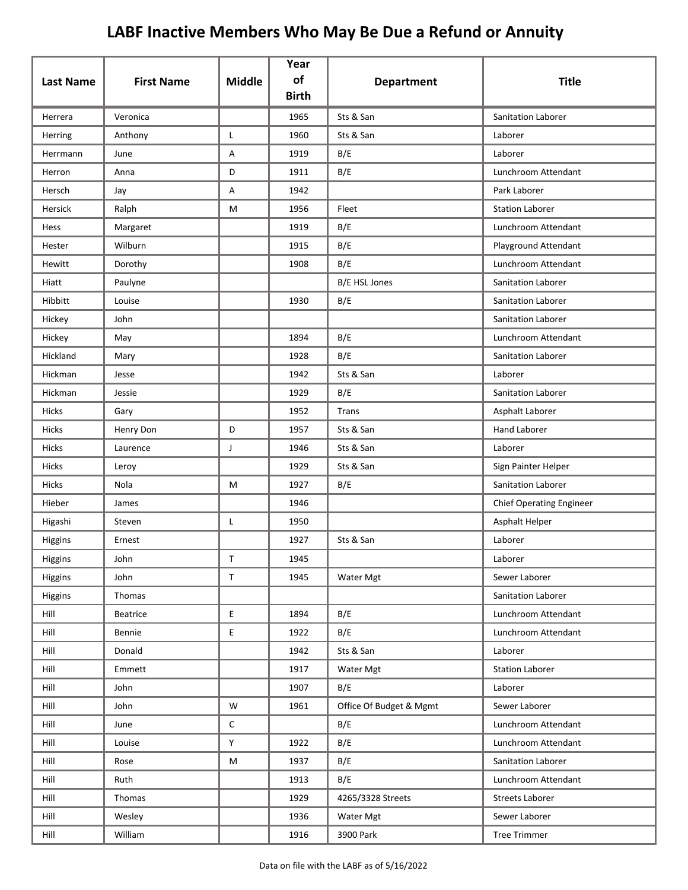# LABF Inactive Members Who May Be Due a Refund or Annuity

| Last Name | First Name | Middle | Year of Birth | Department | Title |
|---|---|---|---|---|---|
| Herrera | Veronica | | 1965 | Sts & San | Sanitation Laborer |
| Herring | Anthony | L | 1960 | Sts & San | Laborer |
| Herrmann | June | A | 1919 | B/E | Laborer |
| Herron | Anna | D | 1911 | B/E | Lunchroom Attendant |
| Hersch | Jay | A | 1942 | | Park Laborer |
| Hersick | Ralph | M | 1956 | Fleet | Station Laborer |
| Hess | Margaret | | 1919 | B/E | Lunchroom Attendant |
| Hester | Wilburn | | 1915 | B/E | Playground Attendant |
| Hewitt | Dorothy | | 1908 | B/E | Lunchroom Attendant |
| Hiatt | Paulyne | | | B/E HSL Jones | Sanitation Laborer |
| Hibbitt | Louise | | 1930 | B/E | Sanitation Laborer |
| Hickey | John | | | | Sanitation Laborer |
| Hickey | May | | 1894 | B/E | Lunchroom Attendant |
| Hickland | Mary | | 1928 | B/E | Sanitation Laborer |
| Hickman | Jesse | | 1942 | Sts & San | Laborer |
| Hickman | Jessie | | 1929 | B/E | Sanitation Laborer |
| Hicks | Gary | | 1952 | Trans | Asphalt Laborer |
| Hicks | Henry Don | D | 1957 | Sts & San | Hand Laborer |
| Hicks | Laurence | J | 1946 | Sts & San | Laborer |
| Hicks | Leroy | | 1929 | Sts & San | Sign Painter Helper |
| Hicks | Nola | M | 1927 | B/E | Sanitation Laborer |
| Hieber | James | | 1946 | | Chief Operating Engineer |
| Higashi | Steven | L | 1950 | | Asphalt Helper |
| Higgins | Ernest | | 1927 | Sts & San | Laborer |
| Higgins | John | T | 1945 | | Laborer |
| Higgins | John | T | 1945 | Water Mgt | Sewer Laborer |
| Higgins | Thomas | | | | Sanitation Laborer |
| Hill | Beatrice | E | 1894 | B/E | Lunchroom Attendant |
| Hill | Bennie | E | 1922 | B/E | Lunchroom Attendant |
| Hill | Donald | | 1942 | Sts & San | Laborer |
| Hill | Emmett | | 1917 | Water Mgt | Station Laborer |
| Hill | John | | 1907 | B/E | Laborer |
| Hill | John | W | 1961 | Office Of Budget & Mgmt | Sewer Laborer |
| Hill | June | C | | B/E | Lunchroom Attendant |
| Hill | Louise | Y | 1922 | B/E | Lunchroom Attendant |
| Hill | Rose | M | 1937 | B/E | Sanitation Laborer |
| Hill | Ruth | | 1913 | B/E | Lunchroom Attendant |
| Hill | Thomas | | 1929 | 4265/3328 Streets | Streets Laborer |
| Hill | Wesley | | 1936 | Water Mgt | Sewer Laborer |
| Hill | William | | 1916 | 3900 Park | Tree Trimmer |

Data on file with the LABF as of 5/16/2022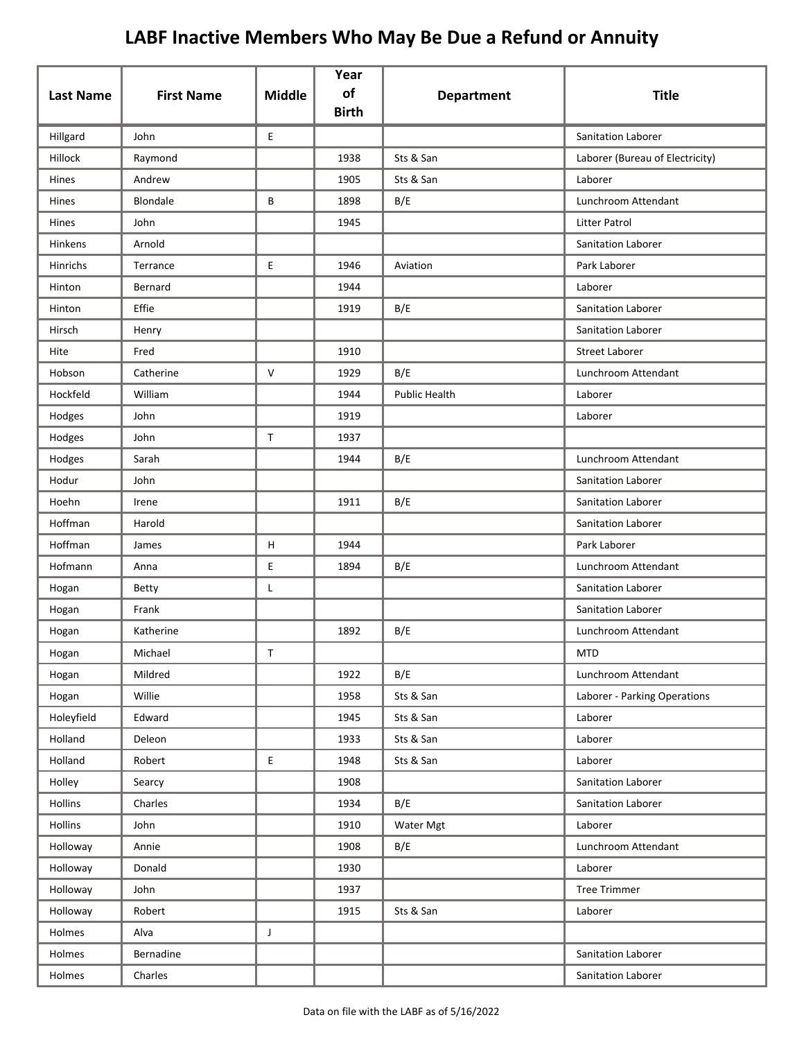# LABF Inactive Members Who May Be Due a Refund or Annuity

| Last Name | First Name | Middle | Year of Birth | Department | Title |
|---|---|---|---|---|---|
| Hillgard | John | E | | | Sanitation Laborer |
| Hillock | Raymond | | 1938 | Sts & San | Laborer (Bureau of Electricity) |
| Hines | Andrew | | 1905 | Sts & San | Laborer |
| Hines | Blondale | B | 1898 | B/E | Lunchroom Attendant |
| Hines | John | | 1945 | | Litter Patrol |
| Hinkens | Arnold | | | | Sanitation Laborer |
| Hinrichs | Terrance | E | 1946 | Aviation | Park Laborer |
| Hinton | Bernard | | 1944 | | Laborer |
| Hinton | Effie | | 1919 | B/E | Sanitation Laborer |
| Hirsch | Henry | | | | Sanitation Laborer |
| Hite | Fred | | 1910 | | Street Laborer |
| Hobson | Catherine | V | 1929 | B/E | Lunchroom Attendant |
| Hockfeld | William | | 1944 | Public Health | Laborer |
| Hodges | John | | 1919 | | Laborer |
| Hodges | John | T | 1937 | | |
| Hodges | Sarah | | 1944 | B/E | Lunchroom Attendant |
| Hodur | John | | | | Sanitation Laborer |
| Hoehn | Irene | | 1911 | B/E | Sanitation Laborer |
| Hoffman | Harold | | | | Sanitation Laborer |
| Hoffman | James | H | 1944 | | Park Laborer |
| Hofmann | Anna | E | 1894 | B/E | Lunchroom Attendant |
| Hogan | Betty | L | | | Sanitation Laborer |
| Hogan | Frank | | | | Sanitation Laborer |
| Hogan | Katherine | | 1892 | B/E | Lunchroom Attendant |
| Hogan | Michael | T | | | MTD |
| Hogan | Mildred | | 1922 | B/E | Lunchroom Attendant |
| Hogan | Willie | | 1958 | Sts & San | Laborer - Parking Operations |
| Holeyfield | Edward | | 1945 | Sts & San | Laborer |
| Holland | Deleon | | 1933 | Sts & San | Laborer |
| Holland | Robert | E | 1948 | Sts & San | Laborer |
| Holley | Searcy | | 1908 | | Sanitation Laborer |
| Hollins | Charles | | 1934 | B/E | Sanitation Laborer |
| Hollins | John | | 1910 | Water Mgt | Laborer |
| Holloway | Annie | | 1908 | B/E | Lunchroom Attendant |
| Holloway | Donald | | 1930 | | Laborer |
| Holloway | John | | 1937 | | Tree Trimmer |
| Holloway | Robert | | 1915 | Sts & San | Laborer |
| Holmes | Alva | J | | | |
| Holmes | Bernadine | | | | Sanitation Laborer |
| Holmes | Charles | | | | Sanitation Laborer |

Data on file with the LABF as of 5/16/2022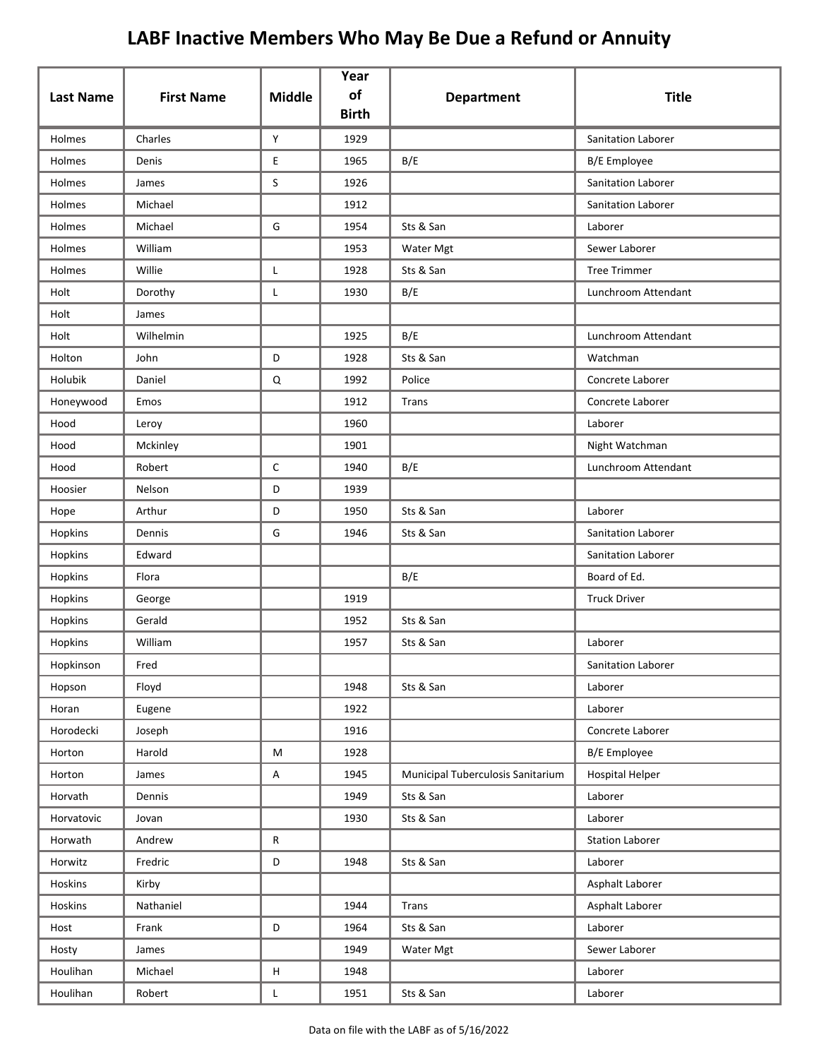# LABF Inactive Members Who May Be Due a Refund or Annuity

| Last Name | First Name | Middle | Year of Birth | Department | Title |
|---|---|---|---|---|---|
| Holmes | Charles | Y | 1929 | | Sanitation Laborer |
| Holmes | Denis | E | 1965 | B/E | B/E Employee |
| Holmes | James | S | 1926 | | Sanitation Laborer |
| Holmes | Michael | | 1912 | | Sanitation Laborer |
| Holmes | Michael | G | 1954 | Sts & San | Laborer |
| Holmes | William | | 1953 | Water Mgt | Sewer Laborer |
| Holmes | Willie | L | 1928 | Sts & San | Tree Trimmer |
| Holt | Dorothy | L | 1930 | B/E | Lunchroom Attendant |
| Holt | James | | | | |
| Holt | Wilhelmin | | 1925 | B/E | Lunchroom Attendant |
| Holton | John | D | 1928 | Sts & San | Watchman |
| Holubik | Daniel | Q | 1992 | Police | Concrete Laborer |
| Honeywood | Emos | | 1912 | Trans | Concrete Laborer |
| Hood | Leroy | | 1960 | | Laborer |
| Hood | Mckinley | | 1901 | | Night Watchman |
| Hood | Robert | C | 1940 | B/E | Lunchroom Attendant |
| Hoosier | Nelson | D | 1939 | | |
| Hope | Arthur | D | 1950 | Sts & San | Laborer |
| Hopkins | Dennis | G | 1946 | Sts & San | Sanitation Laborer |
| Hopkins | Edward | | | | Sanitation Laborer |
| Hopkins | Flora | | | B/E | Board of Ed. |
| Hopkins | George | | 1919 | | Truck Driver |
| Hopkins | Gerald | | 1952 | Sts & San | |
| Hopkins | William | | 1957 | Sts & San | Laborer |
| Hopkinson | Fred | | | | Sanitation Laborer |
| Hopson | Floyd | | 1948 | Sts & San | Laborer |
| Horan | Eugene | | 1922 | | Laborer |
| Horodecki | Joseph | | 1916 | | Concrete Laborer |
| Horton | Harold | M | 1928 | | B/E Employee |
| Horton | James | A | 1945 | Municipal Tuberculosis Sanitarium | Hospital Helper |
| Horvath | Dennis | | 1949 | Sts & San | Laborer |
| Horvatovic | Jovan | | 1930 | Sts & San | Laborer |
| Horwath | Andrew | R | | | Station Laborer |
| Horwitz | Fredric | D | 1948 | Sts & San | Laborer |
| Hoskins | Kirby | | | | Asphalt Laborer |
| Hoskins | Nathaniel | | 1944 | Trans | Asphalt Laborer |
| Host | Frank | D | 1964 | Sts & San | Laborer |
| Hosty | James | | 1949 | Water Mgt | Sewer Laborer |
| Houlihan | Michael | H | 1948 | | Laborer |
| Houlihan | Robert | L | 1951 | Sts & San | Laborer |

Data on file with the LABF as of 5/16/2022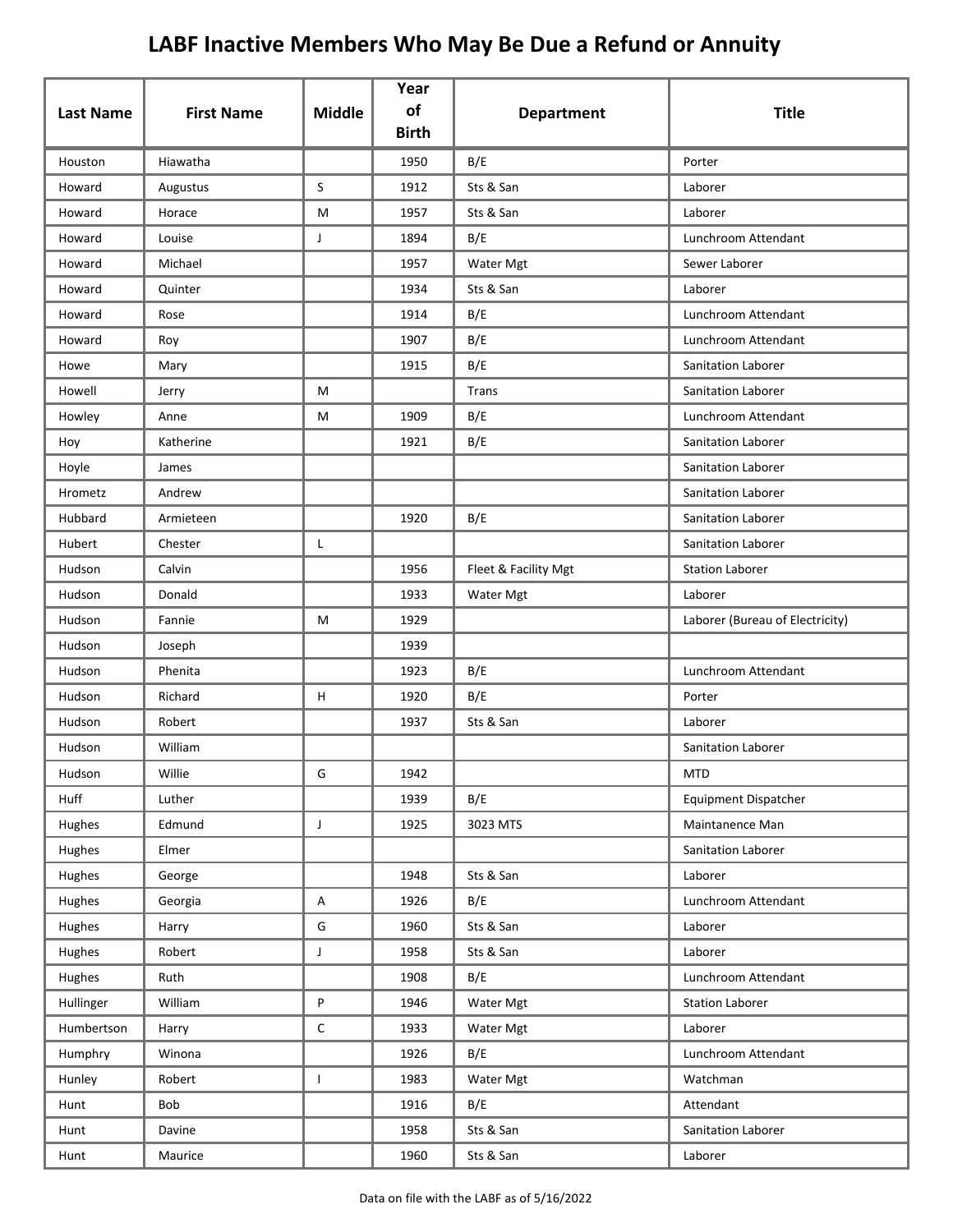# LABF Inactive Members Who May Be Due a Refund or Annuity

| Last Name | First Name | Middle | Year of Birth | Department | Title |
|---|---|---|---|---|---|
| Houston | Hiawatha | | 1950 | B/E | Porter |
| Howard | Augustus | S | 1912 | Sts & San | Laborer |
| Howard | Horace | M | 1957 | Sts & San | Laborer |
| Howard | Louise | J | 1894 | B/E | Lunchroom Attendant |
| Howard | Michael | | 1957 | Water Mgt | Sewer Laborer |
| Howard | Quinter | | 1934 | Sts & San | Laborer |
| Howard | Rose | | 1914 | B/E | Lunchroom Attendant |
| Howard | Roy | | 1907 | B/E | Lunchroom Attendant |
| Howe | Mary | | 1915 | B/E | Sanitation Laborer |
| Howell | Jerry | M | | Trans | Sanitation Laborer |
| Howley | Anne | M | 1909 | B/E | Lunchroom Attendant |
| Hoy | Katherine | | 1921 | B/E | Sanitation Laborer |
| Hoyle | James | | | | Sanitation Laborer |
| Hrometz | Andrew | | | | Sanitation Laborer |
| Hubbard | Armieteen | | 1920 | B/E | Sanitation Laborer |
| Hubert | Chester | L | | | Sanitation Laborer |
| Hudson | Calvin | | 1956 | Fleet & Facility Mgt | Station Laborer |
| Hudson | Donald | | 1933 | Water Mgt | Laborer |
| Hudson | Fannie | M | 1929 | | Laborer (Bureau of Electricity) |
| Hudson | Joseph | | 1939 | | |
| Hudson | Phenita | | 1923 | B/E | Lunchroom Attendant |
| Hudson | Richard | H | 1920 | B/E | Porter |
| Hudson | Robert | | 1937 | Sts & San | Laborer |
| Hudson | William | | | | Sanitation Laborer |
| Hudson | Willie | G | 1942 | | MTD |
| Huff | Luther | | 1939 | B/E | Equipment Dispatcher |
| Hughes | Edmund | J | 1925 | 3023 MTS | Maintanence Man |
| Hughes | Elmer | | | | Sanitation Laborer |
| Hughes | George | | 1948 | Sts & San | Laborer |
| Hughes | Georgia | A | 1926 | B/E | Lunchroom Attendant |
| Hughes | Harry | G | 1960 | Sts & San | Laborer |
| Hughes | Robert | J | 1958 | Sts & San | Laborer |
| Hughes | Ruth | | 1908 | B/E | Lunchroom Attendant |
| Hullinger | William | P | 1946 | Water Mgt | Station Laborer |
| Humbertson | Harry | C | 1933 | Water Mgt | Laborer |
| Humphry | Winona | | 1926 | B/E | Lunchroom Attendant |
| Hunley | Robert | I | 1983 | Water Mgt | Watchman |
| Hunt | Bob | | 1916 | B/E | Attendant |
| Hunt | Davine | | 1958 | Sts & San | Sanitation Laborer |
| Hunt | Maurice | | 1960 | Sts & San | Laborer |

Data on file with the LABF as of 5/16/2022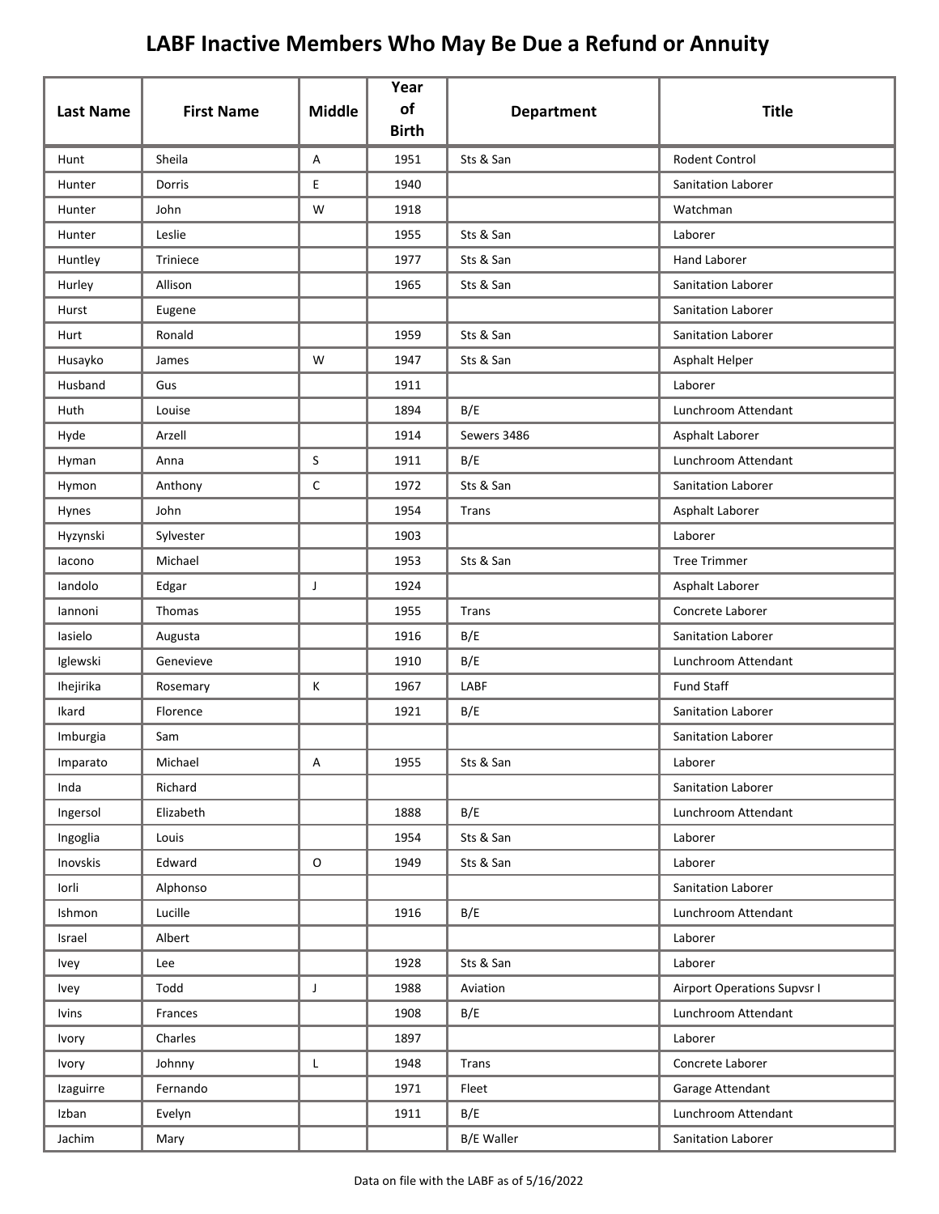# LABF Inactive Members Who May Be Due a Refund or Annuity

| Last Name | First Name | Middle | Year of Birth | Department | Title |
|---|---|---|---|---|---|
| Hunt | Sheila | A | 1951 | Sts & San | Rodent Control |
| Hunter | Dorris | E | 1940 | | Sanitation Laborer |
| Hunter | John | W | 1918 | | Watchman |
| Hunter | Leslie | | 1955 | Sts & San | Laborer |
| Huntley | Triniece | | 1977 | Sts & San | Hand Laborer |
| Hurley | Allison | | 1965 | Sts & San | Sanitation Laborer |
| Hurst | Eugene | | | | Sanitation Laborer |
| Hurt | Ronald | | 1959 | Sts & San | Sanitation Laborer |
| Husayko | James | W | 1947 | Sts & San | Asphalt Helper |
| Husband | Gus | | 1911 | | Laborer |
| Huth | Louise | | 1894 | B/E | Lunchroom Attendant |
| Hyde | Arzell | | 1914 | Sewers 3486 | Asphalt Laborer |
| Hyman | Anna | S | 1911 | B/E | Lunchroom Attendant |
| Hymon | Anthony | C | 1972 | Sts & San | Sanitation Laborer |
| Hynes | John | | 1954 | Trans | Asphalt Laborer |
| Hyzynski | Sylvester | | 1903 | | Laborer |
| Iacono | Michael | | 1953 | Sts & San | Tree Trimmer |
| Iandolo | Edgar | J | 1924 | | Asphalt Laborer |
| Iannoni | Thomas | | 1955 | Trans | Concrete Laborer |
| Iasielo | Augusta | | 1916 | B/E | Sanitation Laborer |
| Iglewski | Genevieve | | 1910 | B/E | Lunchroom Attendant |
| Ihejirika | Rosemary | K | 1967 | LABF | Fund Staff |
| Ikard | Florence | | 1921 | B/E | Sanitation Laborer |
| Imburgia | Sam | | | | Sanitation Laborer |
| Imparato | Michael | A | 1955 | Sts & San | Laborer |
| Inda | Richard | | | | Sanitation Laborer |
| Ingersol | Elizabeth | | 1888 | B/E | Lunchroom Attendant |
| Ingoglia | Louis | | 1954 | Sts & San | Laborer |
| Inovskis | Edward | O | 1949 | Sts & San | Laborer |
| Iorli | Alphonso | | | | Sanitation Laborer |
| Ishmon | Lucille | | 1916 | B/E | Lunchroom Attendant |
| Israel | Albert | | | | Laborer |
| Ivey | Lee | | 1928 | Sts & San | Laborer |
| Ivey | Todd | J | 1988 | Aviation | Airport Operations Supvsr I |
| Ivins | Frances | | 1908 | B/E | Lunchroom Attendant |
| Ivory | Charles | | 1897 | | Laborer |
| Ivory | Johnny | L | 1948 | Trans | Concrete Laborer |
| Izaguirre | Fernando | | 1971 | Fleet | Garage Attendant |
| Izban | Evelyn | | 1911 | B/E | Lunchroom Attendant |
| Jachim | Mary | | | B/E Waller | Sanitation Laborer |

Data on file with the LABF as of 5/16/2022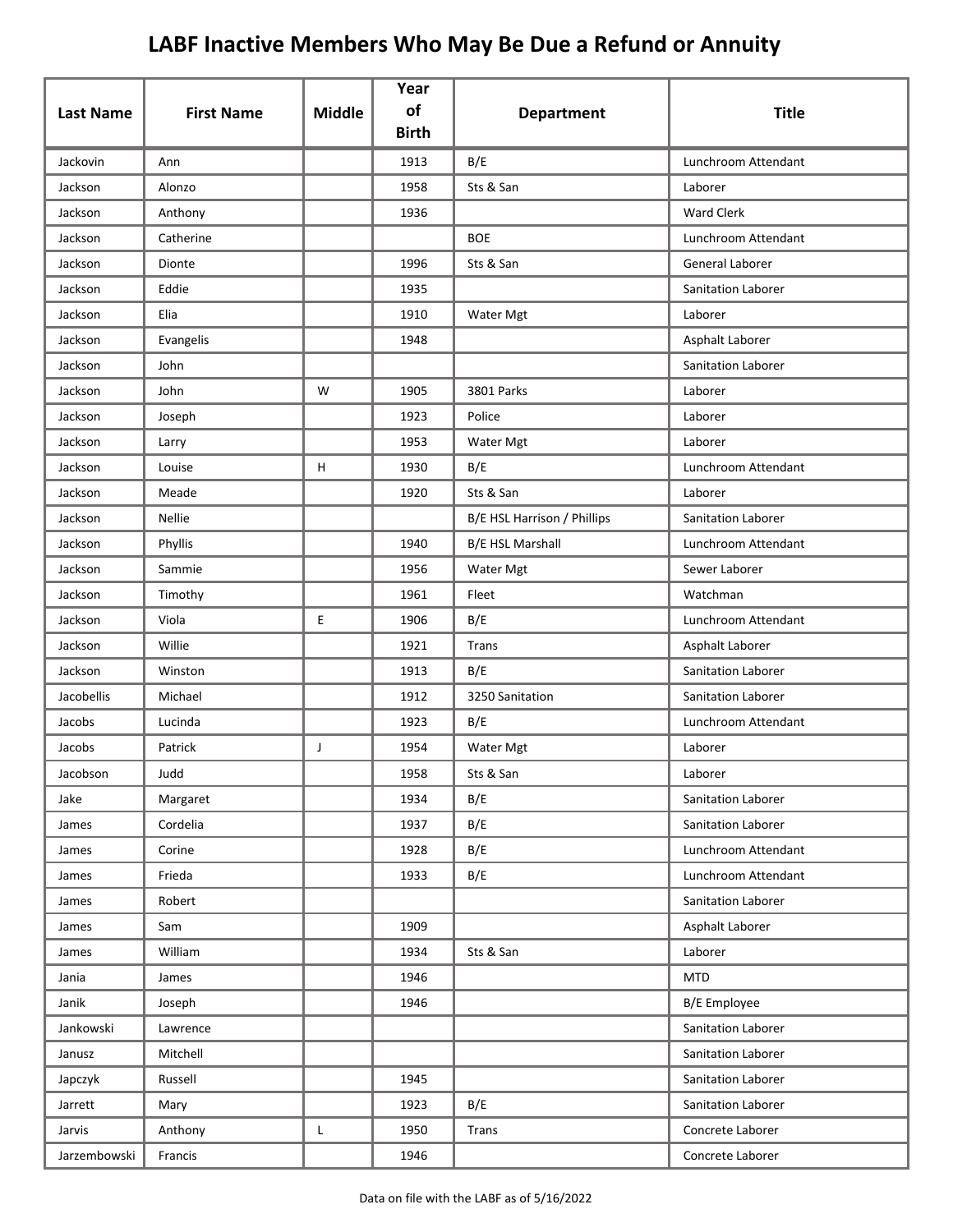# LABF Inactive Members Who May Be Due a Refund or Annuity

| Last Name | First Name | Middle | Year of Birth | Department | Title |
|---|---|---|---|---|---|
| Jackovin | Ann | | 1913 | B/E | Lunchroom Attendant |
| Jackson | Alonzo | | 1958 | Sts & San | Laborer |
| Jackson | Anthony | | 1936 | | Ward Clerk |
| Jackson | Catherine | | | BOE | Lunchroom Attendant |
| Jackson | Dionte | | 1996 | Sts & San | General Laborer |
| Jackson | Eddie | | 1935 | | Sanitation Laborer |
| Jackson | Elia | | 1910 | Water Mgt | Laborer |
| Jackson | Evangelis | | 1948 | | Asphalt Laborer |
| Jackson | John | | | | Sanitation Laborer |
| Jackson | John | W | 1905 | 3801 Parks | Laborer |
| Jackson | Joseph | | 1923 | Police | Laborer |
| Jackson | Larry | | 1953 | Water Mgt | Laborer |
| Jackson | Louise | H | 1930 | B/E | Lunchroom Attendant |
| Jackson | Meade | | 1920 | Sts & San | Laborer |
| Jackson | Nellie | | | B/E HSL Harrison / Phillips | Sanitation Laborer |
| Jackson | Phyllis | | 1940 | B/E HSL Marshall | Lunchroom Attendant |
| Jackson | Sammie | | 1956 | Water Mgt | Sewer Laborer |
| Jackson | Timothy | | 1961 | Fleet | Watchman |
| Jackson | Viola | E | 1906 | B/E | Lunchroom Attendant |
| Jackson | Willie | | 1921 | Trans | Asphalt Laborer |
| Jackson | Winston | | 1913 | B/E | Sanitation Laborer |
| Jacobellis | Michael | | 1912 | 3250 Sanitation | Sanitation Laborer |
| Jacobs | Lucinda | | 1923 | B/E | Lunchroom Attendant |
| Jacobs | Patrick | J | 1954 | Water Mgt | Laborer |
| Jacobson | Judd | | 1958 | Sts & San | Laborer |
| Jake | Margaret | | 1934 | B/E | Sanitation Laborer |
| James | Cordelia | | 1937 | B/E | Sanitation Laborer |
| James | Corine | | 1928 | B/E | Lunchroom Attendant |
| James | Frieda | | 1933 | B/E | Lunchroom Attendant |
| James | Robert | | | | Sanitation Laborer |
| James | Sam | | 1909 | | Asphalt Laborer |
| James | William | | 1934 | Sts & San | Laborer |
| Jania | James | | 1946 | | MTD |
| Janik | Joseph | | 1946 | | B/E Employee |
| Jankowski | Lawrence | | | | Sanitation Laborer |
| Janusz | Mitchell | | | | Sanitation Laborer |
| Japczyk | Russell | | 1945 | | Sanitation Laborer |
| Jarrett | Mary | | 1923 | B/E | Sanitation Laborer |
| Jarvis | Anthony | L | 1950 | Trans | Concrete Laborer |
| Jarzembowski | Francis | | 1946 | | Concrete Laborer |

Data on file with the LABF as of 5/16/2022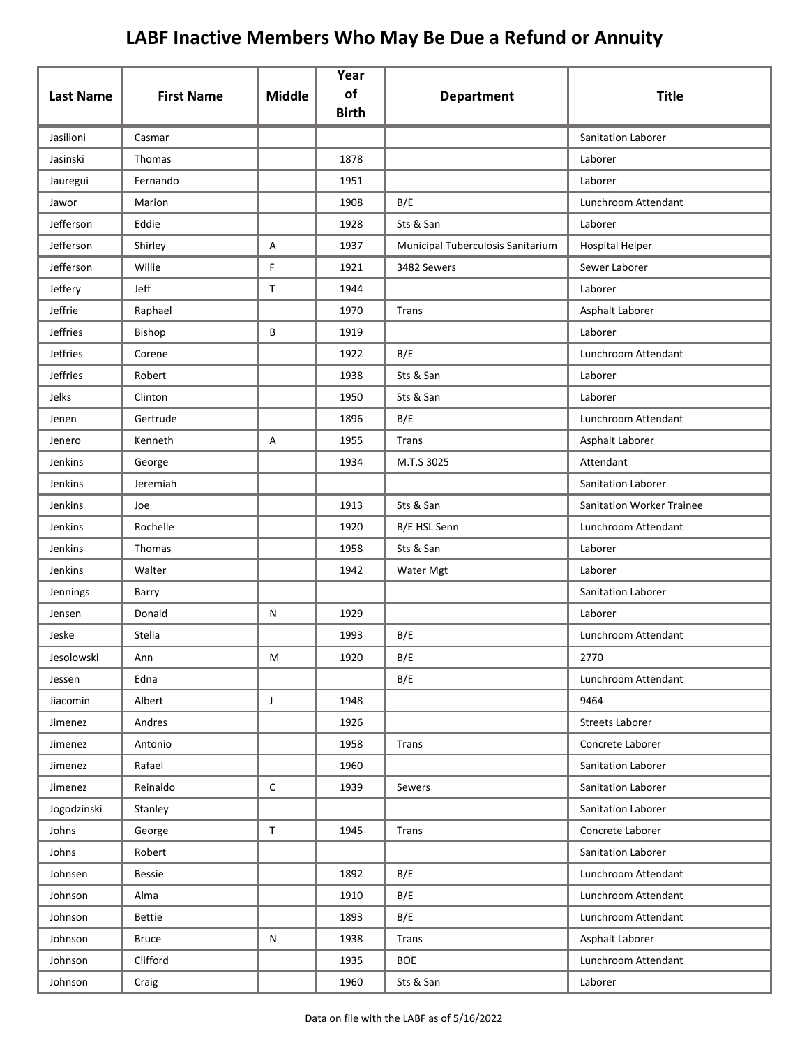# LABF Inactive Members Who May Be Due a Refund or Annuity

| Last Name | First Name | Middle | Year of Birth | Department | Title |
|---|---|---|---|---|---|
| Jasilioni | Casmar | | | | Sanitation Laborer |
| Jasinski | Thomas | | 1878 | | Laborer |
| Jauregui | Fernando | | 1951 | | Laborer |
| Jawor | Marion | | 1908 | B/E | Lunchroom Attendant |
| Jefferson | Eddie | | 1928 | Sts & San | Laborer |
| Jefferson | Shirley | A | 1937 | Municipal Tuberculosis Sanitarium | Hospital Helper |
| Jefferson | Willie | F | 1921 | 3482 Sewers | Sewer Laborer |
| Jeffery | Jeff | T | 1944 | | Laborer |
| Jeffrie | Raphael | | 1970 | Trans | Asphalt Laborer |
| Jeffries | Bishop | B | 1919 | | Laborer |
| Jeffries | Corene | | 1922 | B/E | Lunchroom Attendant |
| Jeffries | Robert | | 1938 | Sts & San | Laborer |
| Jelks | Clinton | | 1950 | Sts & San | Laborer |
| Jenen | Gertrude | | 1896 | B/E | Lunchroom Attendant |
| Jenero | Kenneth | A | 1955 | Trans | Asphalt Laborer |
| Jenkins | George | | 1934 | M.T.S 3025 | Attendant |
| Jenkins | Jeremiah | | | | Sanitation Laborer |
| Jenkins | Joe | | 1913 | Sts & San | Sanitation Worker Trainee |
| Jenkins | Rochelle | | 1920 | B/E HSL Senn | Lunchroom Attendant |
| Jenkins | Thomas | | 1958 | Sts & San | Laborer |
| Jenkins | Walter | | 1942 | Water Mgt | Laborer |
| Jennings | Barry | | | | Sanitation Laborer |
| Jensen | Donald | N | 1929 | | Laborer |
| Jeske | Stella | | 1993 | B/E | Lunchroom Attendant |
| Jesolowski | Ann | M | 1920 | B/E | 2770 |
| Jessen | Edna | | | B/E | Lunchroom Attendant |
| Jiacomin | Albert | J | 1948 | | 9464 |
| Jimenez | Andres | | 1926 | | Streets Laborer |
| Jimenez | Antonio | | 1958 | Trans | Concrete Laborer |
| Jimenez | Rafael | | 1960 | | Sanitation Laborer |
| Jimenez | Reinaldo | C | 1939 | Sewers | Sanitation Laborer |
| Jogodzinski | Stanley | | | | Sanitation Laborer |
| Johns | George | T | 1945 | Trans | Concrete Laborer |
| Johns | Robert | | | | Sanitation Laborer |
| Johnsen | Bessie | | 1892 | B/E | Lunchroom Attendant |
| Johnson | Alma | | 1910 | B/E | Lunchroom Attendant |
| Johnson | Bettie | | 1893 | B/E | Lunchroom Attendant |
| Johnson | Bruce | N | 1938 | Trans | Asphalt Laborer |
| Johnson | Clifford | | 1935 | BOE | Lunchroom Attendant |
| Johnson | Craig | | 1960 | Sts & San | Laborer |

Data on file with the LABF as of 5/16/2022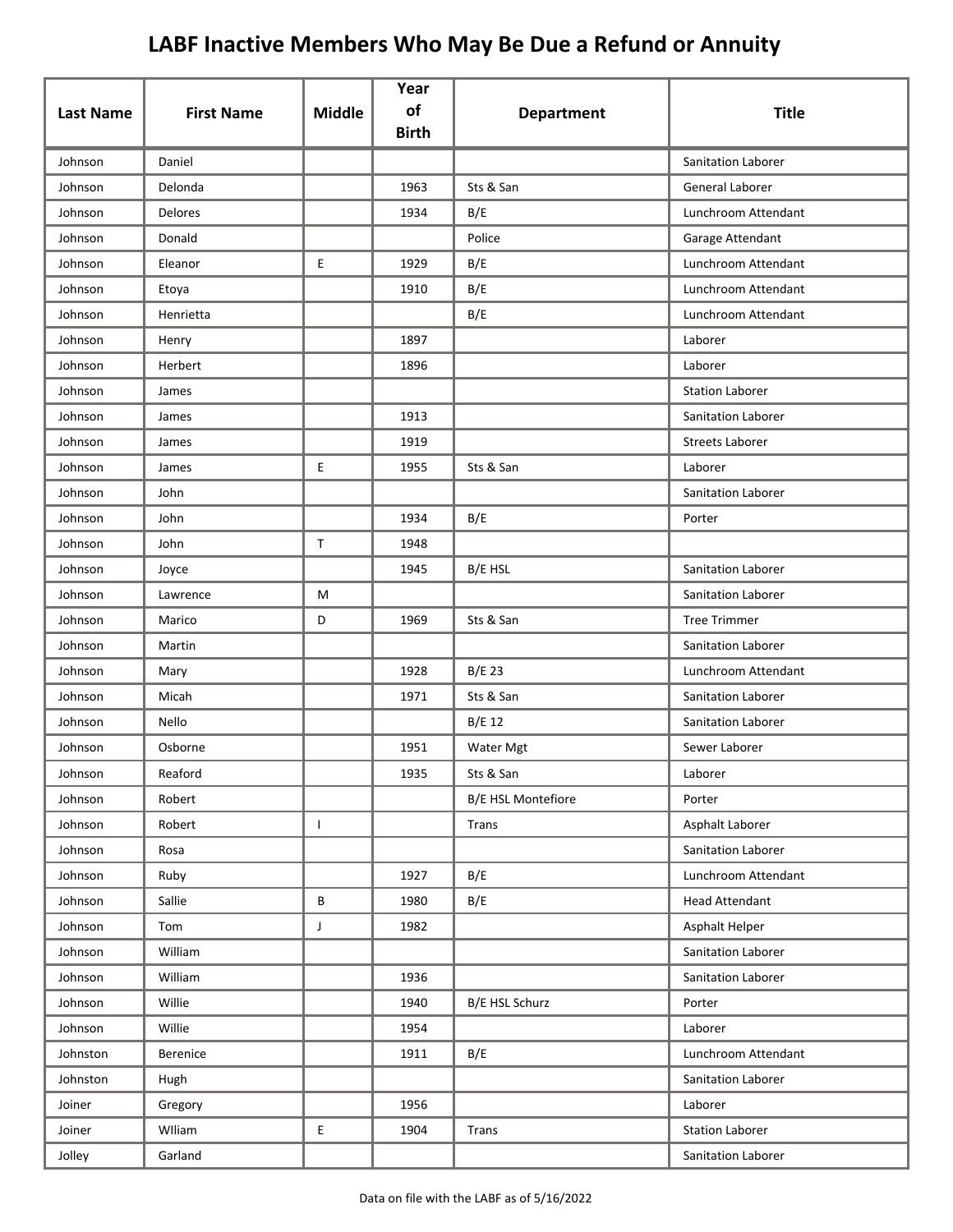# LABF Inactive Members Who May Be Due a Refund or Annuity

| Last Name | First Name | Middle | Year of Birth | Department | Title |
|---|---|---|---|---|---|
| Johnson | Daniel | | | | Sanitation Laborer |
| Johnson | Delonda | | 1963 | Sts & San | General Laborer |
| Johnson | Delores | | 1934 | B/E | Lunchroom Attendant |
| Johnson | Donald | | | Police | Garage Attendant |
| Johnson | Eleanor | E | 1929 | B/E | Lunchroom Attendant |
| Johnson | Etoya | | 1910 | B/E | Lunchroom Attendant |
| Johnson | Henrietta | | | B/E | Lunchroom Attendant |
| Johnson | Henry | | 1897 | | Laborer |
| Johnson | Herbert | | 1896 | | Laborer |
| Johnson | James | | | | Station Laborer |
| Johnson | James | | 1913 | | Sanitation Laborer |
| Johnson | James | | 1919 | | Streets Laborer |
| Johnson | James | E | 1955 | Sts & San | Laborer |
| Johnson | John | | | | Sanitation Laborer |
| Johnson | John | | 1934 | B/E | Porter |
| Johnson | John | T | 1948 | | |
| Johnson | Joyce | | 1945 | B/E HSL | Sanitation Laborer |
| Johnson | Lawrence | M | | | Sanitation Laborer |
| Johnson | Marico | D | 1969 | Sts & San | Tree Trimmer |
| Johnson | Martin | | | | Sanitation Laborer |
| Johnson | Mary | | 1928 | B/E 23 | Lunchroom Attendant |
| Johnson | Micah | | 1971 | Sts & San | Sanitation Laborer |
| Johnson | Nello | | | B/E 12 | Sanitation Laborer |
| Johnson | Osborne | | 1951 | Water Mgt | Sewer Laborer |
| Johnson | Reaford | | 1935 | Sts & San | Laborer |
| Johnson | Robert | | | B/E HSL Montefiore | Porter |
| Johnson | Robert | I | | Trans | Asphalt Laborer |
| Johnson | Rosa | | | | Sanitation Laborer |
| Johnson | Ruby | | 1927 | B/E | Lunchroom Attendant |
| Johnson | Sallie | B | 1980 | B/E | Head Attendant |
| Johnson | Tom | J | 1982 | | Asphalt Helper |
| Johnson | William | | | | Sanitation Laborer |
| Johnson | William | | 1936 | | Sanitation Laborer |
| Johnson | Willie | | 1940 | B/E HSL Schurz | Porter |
| Johnson | Willie | | 1954 | | Laborer |
| Johnston | Berenice | | 1911 | B/E | Lunchroom Attendant |
| Johnston | Hugh | | | | Sanitation Laborer |
| Joiner | Gregory | | 1956 | | Laborer |
| Joiner | WIliam | E | 1904 | Trans | Station Laborer |
| Jolley | Garland | | | | Sanitation Laborer |

Data on file with the LABF as of 5/16/2022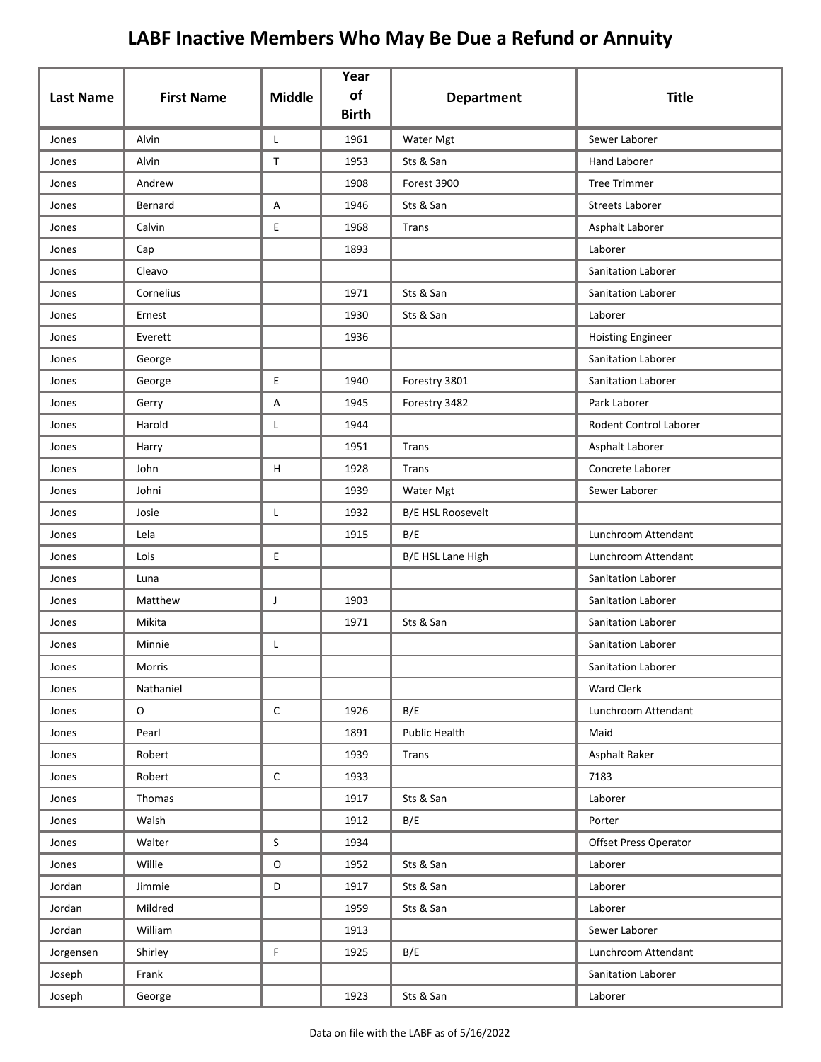# LABF Inactive Members Who May Be Due a Refund or Annuity

| Last Name | First Name | Middle | Year of Birth | Department | Title |
|---|---|---|---|---|---|
| Jones | Alvin | L | 1961 | Water Mgt | Sewer Laborer |
| Jones | Alvin | T | 1953 | Sts & San | Hand Laborer |
| Jones | Andrew | | 1908 | Forest 3900 | Tree Trimmer |
| Jones | Bernard | A | 1946 | Sts & San | Streets Laborer |
| Jones | Calvin | E | 1968 | Trans | Asphalt Laborer |
| Jones | Cap | | 1893 | | Laborer |
| Jones | Cleavo | | | | Sanitation Laborer |
| Jones | Cornelius | | 1971 | Sts & San | Sanitation Laborer |
| Jones | Ernest | | 1930 | Sts & San | Laborer |
| Jones | Everett | | 1936 | | Hoisting Engineer |
| Jones | George | | | | Sanitation Laborer |
| Jones | George | E | 1940 | Forestry 3801 | Sanitation Laborer |
| Jones | Gerry | A | 1945 | Forestry 3482 | Park Laborer |
| Jones | Harold | L | 1944 | | Rodent Control Laborer |
| Jones | Harry | | 1951 | Trans | Asphalt Laborer |
| Jones | John | H | 1928 | Trans | Concrete Laborer |
| Jones | Johni | | 1939 | Water Mgt | Sewer Laborer |
| Jones | Josie | L | 1932 | B/E HSL Roosevelt | |
| Jones | Lela | | 1915 | B/E | Lunchroom Attendant |
| Jones | Lois | E | | B/E HSL Lane High | Lunchroom Attendant |
| Jones | Luna | | | | Sanitation Laborer |
| Jones | Matthew | J | 1903 | | Sanitation Laborer |
| Jones | Mikita | | 1971 | Sts & San | Sanitation Laborer |
| Jones | Minnie | L | | | Sanitation Laborer |
| Jones | Morris | | | | Sanitation Laborer |
| Jones | Nathaniel | | | | Ward Clerk |
| Jones | O | C | 1926 | B/E | Lunchroom Attendant |
| Jones | Pearl | | 1891 | Public Health | Maid |
| Jones | Robert | | 1939 | Trans | Asphalt Raker |
| Jones | Robert | C | 1933 | | 7183 |
| Jones | Thomas | | 1917 | Sts & San | Laborer |
| Jones | Walsh | | 1912 | B/E | Porter |
| Jones | Walter | S | 1934 | | Offset Press Operator |
| Jones | Willie | O | 1952 | Sts & San | Laborer |
| Jordan | Jimmie | D | 1917 | Sts & San | Laborer |
| Jordan | Mildred | | 1959 | Sts & San | Laborer |
| Jordan | William | | 1913 | | Sewer Laborer |
| Jorgensen | Shirley | F | 1925 | B/E | Lunchroom Attendant |
| Joseph | Frank | | | | Sanitation Laborer |
| Joseph | George | | 1923 | Sts & San | Laborer |

Data on file with the LABF as of 5/16/2022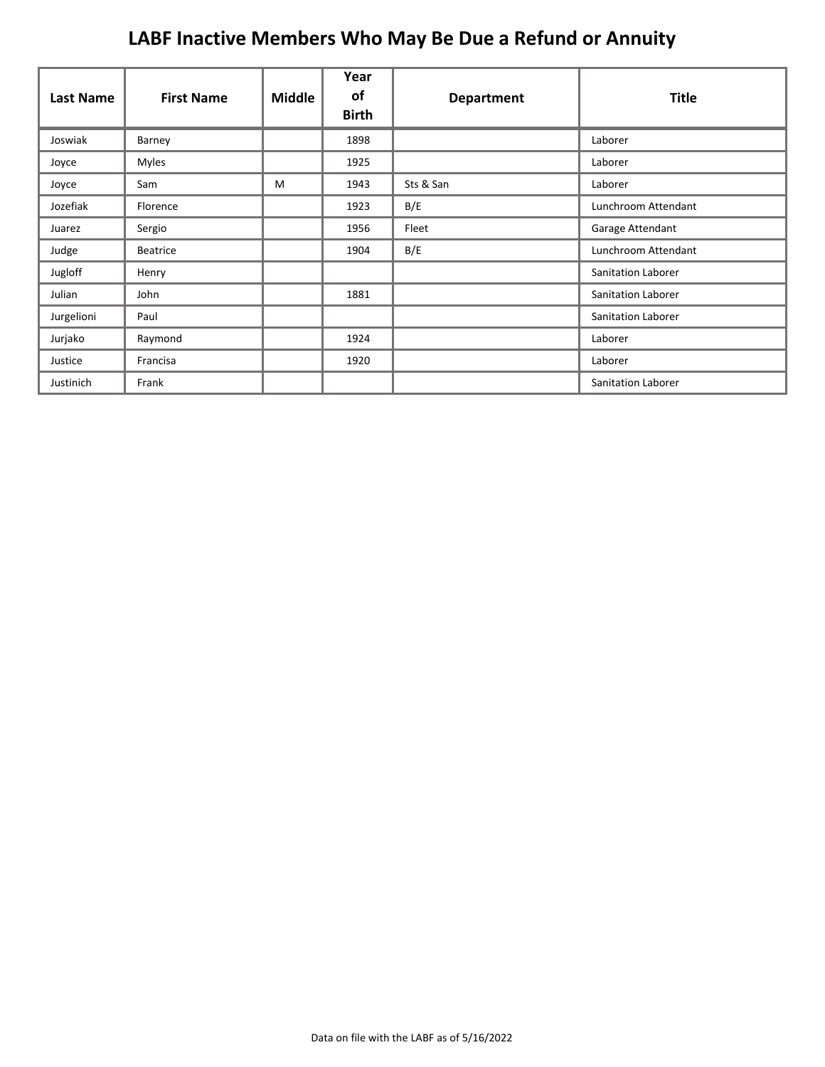# LABF Inactive Members Who May Be Due a Refund or Annuity

| Last Name | First Name | Middle | Year of Birth | Department | Title |
|---|---|---|---|---|---|
| Joswiak | Barney | | 1898 | | Laborer |
| Joyce | Myles | | 1925 | | Laborer |
| Joyce | Sam | M | 1943 | Sts & San | Laborer |
| Jozefiak | Florence | | 1923 | B/E | Lunchroom Attendant |
| Juarez | Sergio | | 1956 | Fleet | Garage Attendant |
| Judge | Beatrice | | 1904 | B/E | Lunchroom Attendant |
| Jugloff | Henry | | | | Sanitation Laborer |
| Julian | John | | 1881 | | Sanitation Laborer |
| Jurgelioni | Paul | | | | Sanitation Laborer |
| Jurjako | Raymond | | 1924 | | Laborer |
| Justice | Francisa | | 1920 | | Laborer |
| Justinich | Frank | | | | Sanitation Laborer |

Data on file with the LABF as of 5/16/2022